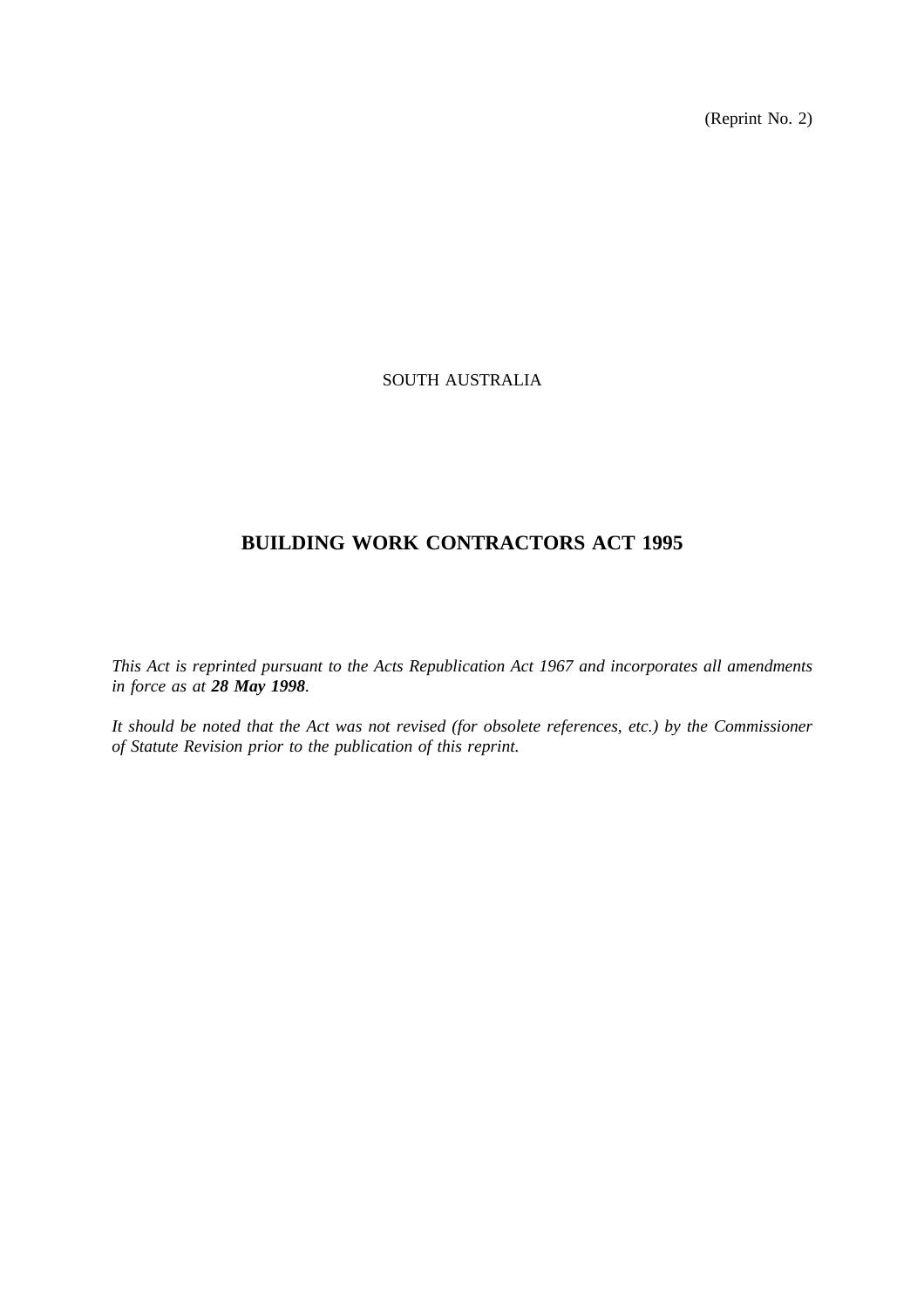(Reprint No. 2)

SOUTH AUSTRALIA

# BUILDING WORK CONTRACTORS ACT 1995

*This Act is reprinted pursuant to the Acts Republication Act 1967 and incorporates all amendments in force as at* ***28 May 1998****.*

*It should be noted that the Act was not revised (for obsolete references, etc.) by the Commissioner of Statute Revision prior to the publication of this reprint.*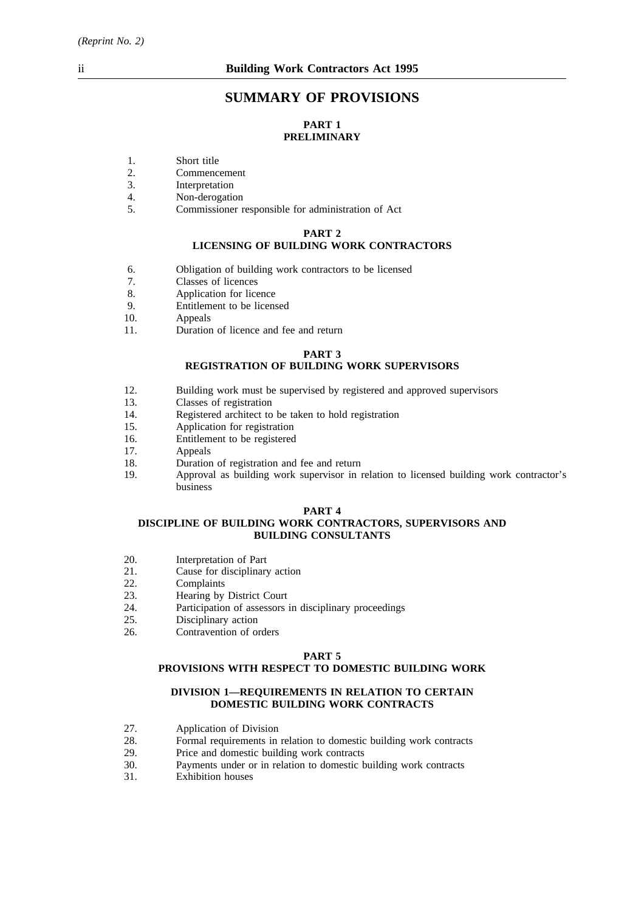# SUMMARY OF PROVISIONS

## PART 1
## PRELIMINARY

1. Short title
2. Commencement
3. Interpretation
4. Non-derogation
5. Commissioner responsible for administration of Act

## PART 2
## LICENSING OF BUILDING WORK CONTRACTORS

6. Obligation of building work contractors to be licensed
7. Classes of licences
8. Application for licence
9. Entitlement to be licensed
10. Appeals
11. Duration of licence and fee and return

## PART 3
## REGISTRATION OF BUILDING WORK SUPERVISORS

12. Building work must be supervised by registered and approved supervisors
13. Classes of registration
14. Registered architect to be taken to hold registration
15. Application for registration
16. Entitlement to be registered
17. Appeals
18. Duration of registration and fee and return
19. Approval as building work supervisor in relation to licensed building work contractor's business

## PART 4
## DISCIPLINE OF BUILDING WORK CONTRACTORS, SUPERVISORS AND BUILDING CONSULTANTS

20. Interpretation of Part
21. Cause for disciplinary action
22. Complaints
23. Hearing by District Court
24. Participation of assessors in disciplinary proceedings
25. Disciplinary action
26. Contravention of orders

## PART 5
## PROVISIONS WITH RESPECT TO DOMESTIC BUILDING WORK

### DIVISION 1—REQUIREMENTS IN RELATION TO CERTAIN DOMESTIC BUILDING WORK CONTRACTS

27. Application of Division
28. Formal requirements in relation to domestic building work contracts
29. Price and domestic building work contracts
30. Payments under or in relation to domestic building work contracts
31. Exhibition houses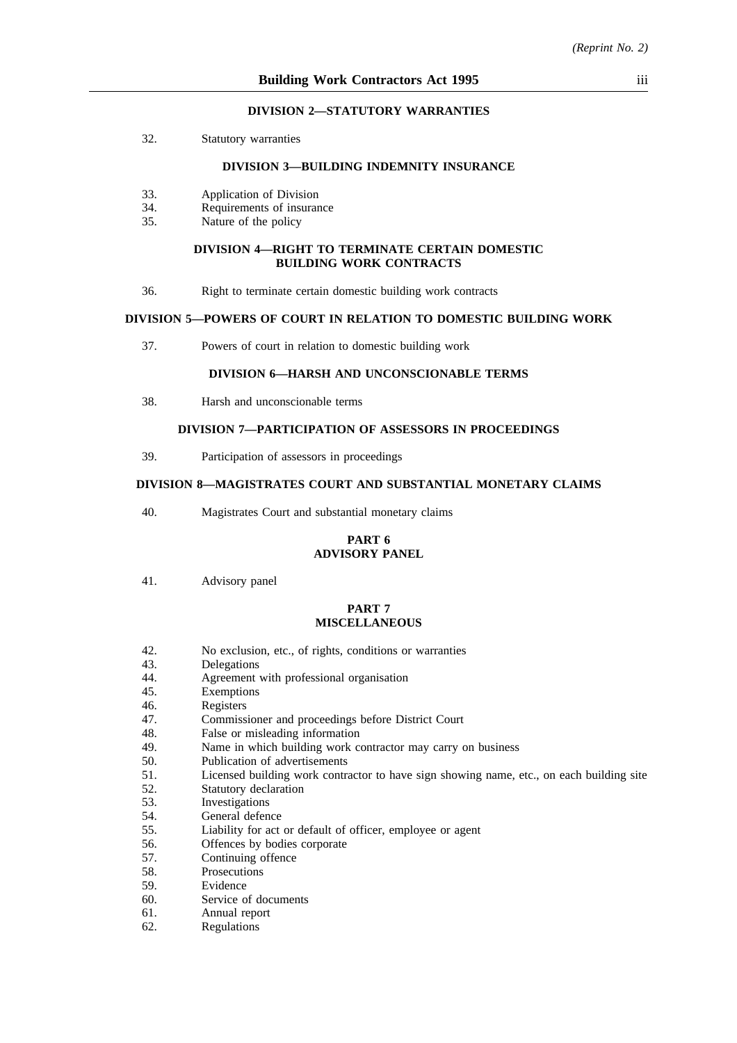### DIVISION 2—STATUTORY WARRANTIES

32. Statutory warranties

### DIVISION 3—BUILDING INDEMNITY INSURANCE

33. Application of Division
34. Requirements of insurance
35. Nature of the policy

### DIVISION 4—RIGHT TO TERMINATE CERTAIN DOMESTIC BUILDING WORK CONTRACTS

36. Right to terminate certain domestic building work contracts

### DIVISION 5—POWERS OF COURT IN RELATION TO DOMESTIC BUILDING WORK

37. Powers of court in relation to domestic building work

### DIVISION 6—HARSH AND UNCONSCIONABLE TERMS

38. Harsh and unconscionable terms

### DIVISION 7—PARTICIPATION OF ASSESSORS IN PROCEEDINGS

39. Participation of assessors in proceedings

### DIVISION 8—MAGISTRATES COURT AND SUBSTANTIAL MONETARY CLAIMS

40. Magistrates Court and substantial monetary claims

## PART 6
## ADVISORY PANEL

41. Advisory panel

## PART 7
## MISCELLANEOUS

42. No exclusion, etc., of rights, conditions or warranties
43. Delegations
44. Agreement with professional organisation
45. Exemptions
46. Registers
47. Commissioner and proceedings before District Court
48. False or misleading information
49. Name in which building work contractor may carry on business
50. Publication of advertisements
51. Licensed building work contractor to have sign showing name, etc., on each building site
52. Statutory declaration
53. Investigations
54. General defence
55. Liability for act or default of officer, employee or agent
56. Offences by bodies corporate
57. Continuing offence
58. Prosecutions
59. Evidence
60. Service of documents
61. Annual report
62. Regulations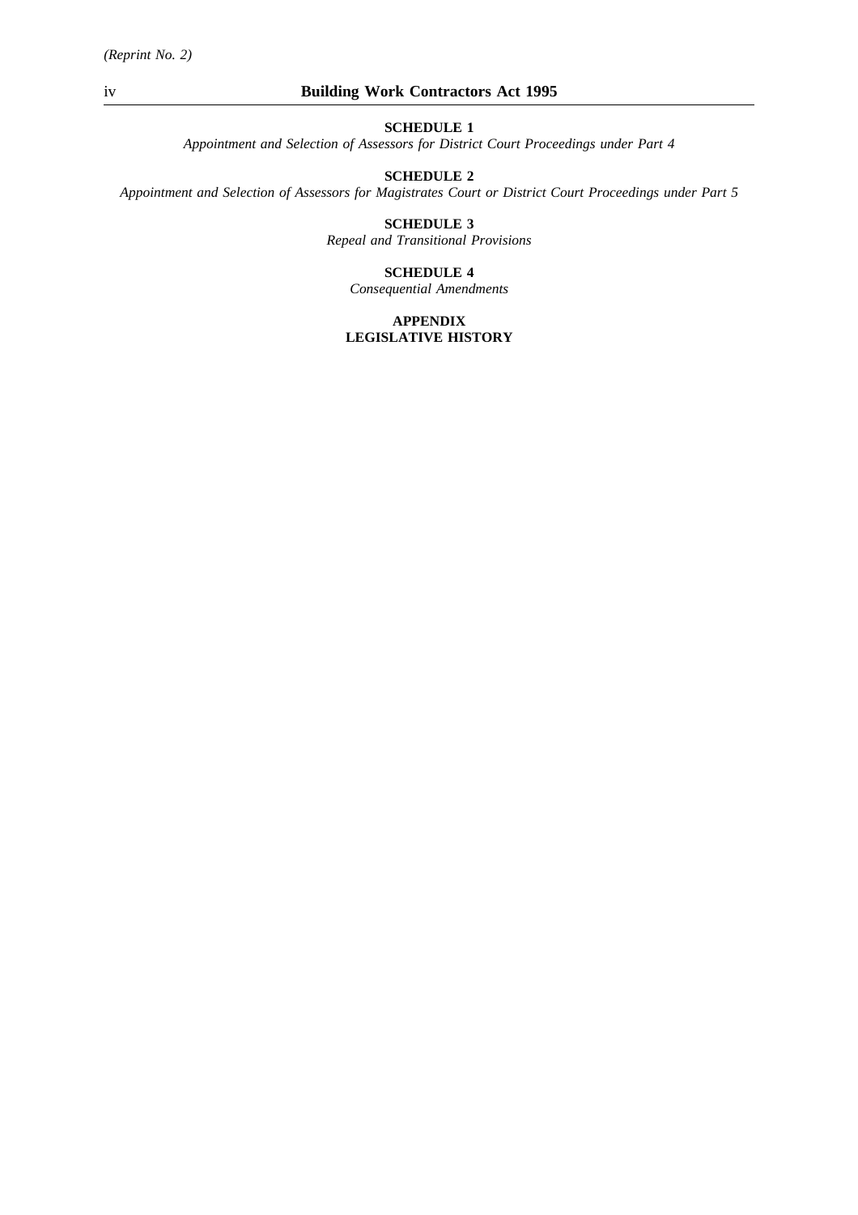**SCHEDULE 1**

*Appointment and Selection of Assessors for District Court Proceedings under Part 4*

**SCHEDULE 2**

*Appointment and Selection of Assessors for Magistrates Court or District Court Proceedings under Part 5*

**SCHEDULE 3**

*Repeal and Transitional Provisions*

**SCHEDULE 4**

*Consequential Amendments*

**APPENDIX**

**LEGISLATIVE HISTORY**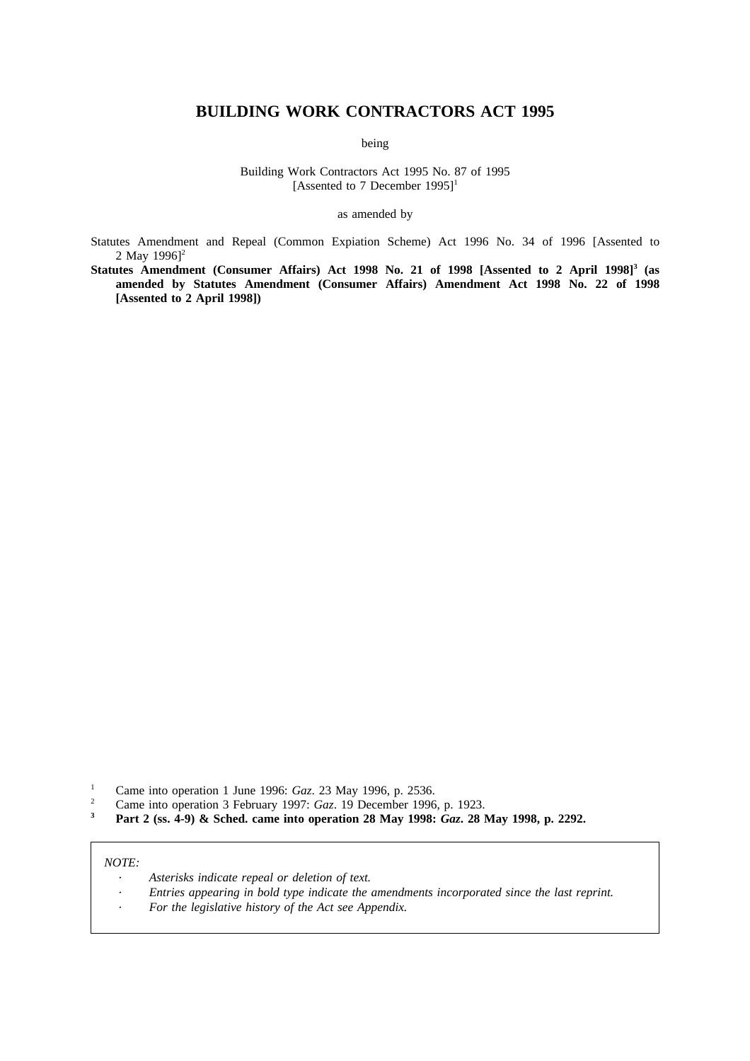# BUILDING WORK CONTRACTORS ACT 1995

being

Building Work Contractors Act 1995 No. 87 of 1995
[Assented to 7 December 1995][1]

as amended by

Statutes Amendment and Repeal (Common Expiation Scheme) Act 1996 No. 34 of 1996 [Assented to 2 May 1996][2]

**Statutes Amendment (Consumer Affairs) Act 1998 No. 21 of 1998 [Assented to 2 April 1998][3] (as amended by Statutes Amendment (Consumer Affairs) Amendment Act 1998 No. 22 of 1998 [Assented to 2 April 1998])**

[1] Came into operation 1 June 1996: *Gaz*. 23 May 1996, p. 2536.

[2] Came into operation 3 February 1997: *Gaz*. 19 December 1996, p. 1923.

**[3] Part 2 (ss. 4-9) & Sched. came into operation 28 May 1998: *Gaz.* 28 May 1998, p. 2292.**

*NOTE:*

- *Asterisks indicate repeal or deletion of text.*
- *Entries appearing in bold type indicate the amendments incorporated since the last reprint.*
- *For the legislative history of the Act see Appendix.*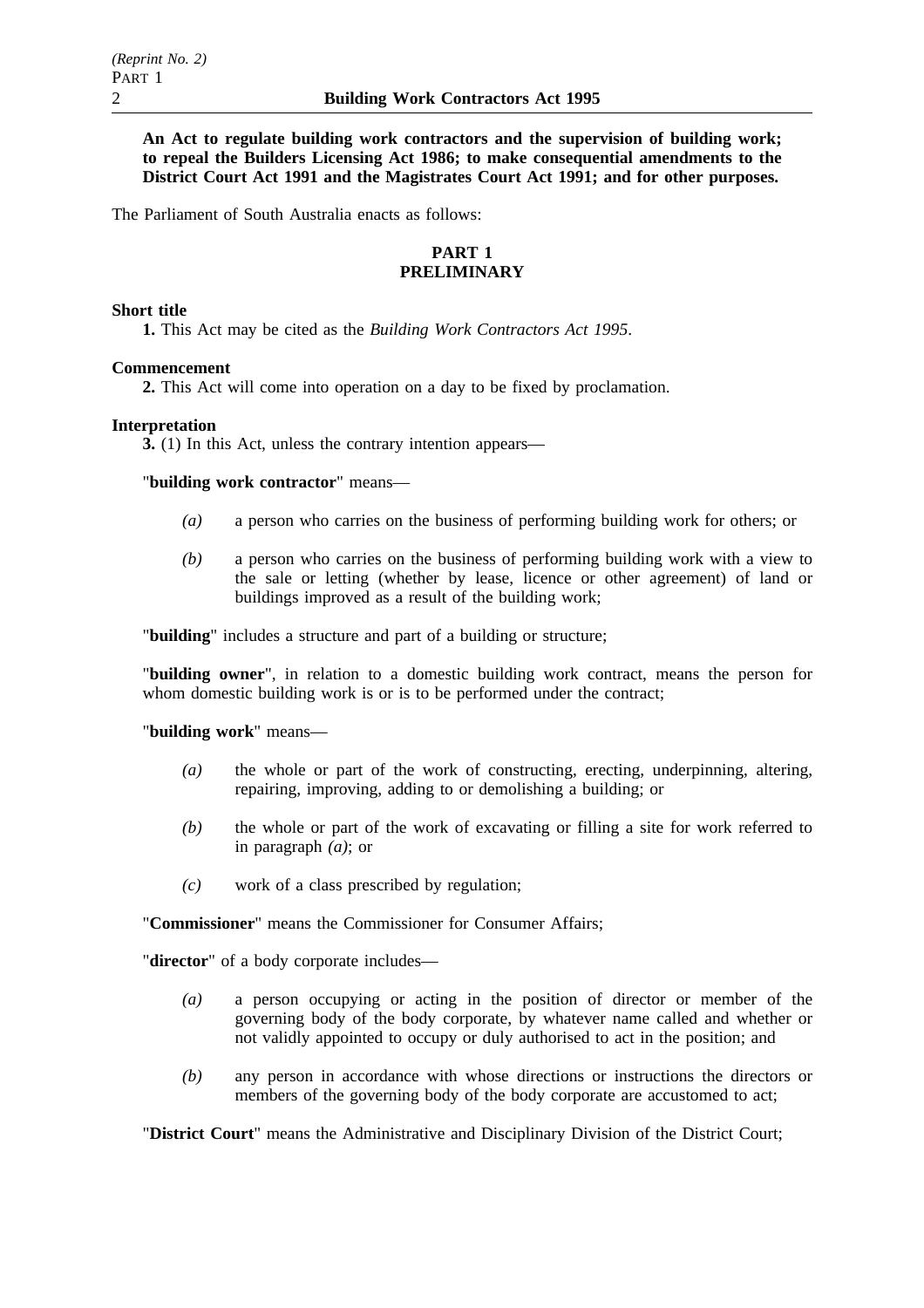**An Act to regulate building work contractors and the supervision of building work; to repeal the Builders Licensing Act 1986; to make consequential amendments to the District Court Act 1991 and the Magistrates Court Act 1991; and for other purposes.**

The Parliament of South Australia enacts as follows:

## PART 1
## PRELIMINARY

**Short title**

**1.** This Act may be cited as the *Building Work Contractors Act 1995*.

**Commencement**

**2.** This Act will come into operation on a day to be fixed by proclamation.

**Interpretation**

**3.** (1) In this Act, unless the contrary intention appears—

"**building work contractor**" means—

*(a)* a person who carries on the business of performing building work for others; or

*(b)* a person who carries on the business of performing building work with a view to the sale or letting (whether by lease, licence or other agreement) of land or buildings improved as a result of the building work;

"**building**" includes a structure and part of a building or structure;

"**building owner**", in relation to a domestic building work contract, means the person for whom domestic building work is or is to be performed under the contract;

"**building work**" means—

*(a)* the whole or part of the work of constructing, erecting, underpinning, altering, repairing, improving, adding to or demolishing a building; or

*(b)* the whole or part of the work of excavating or filling a site for work referred to in paragraph *(a)*; or

*(c)* work of a class prescribed by regulation;

"**Commissioner**" means the Commissioner for Consumer Affairs;

"**director**" of a body corporate includes—

*(a)* a person occupying or acting in the position of director or member of the governing body of the body corporate, by whatever name called and whether or not validly appointed to occupy or duly authorised to act in the position; and

*(b)* any person in accordance with whose directions or instructions the directors or members of the governing body of the body corporate are accustomed to act;

"**District Court**" means the Administrative and Disciplinary Division of the District Court;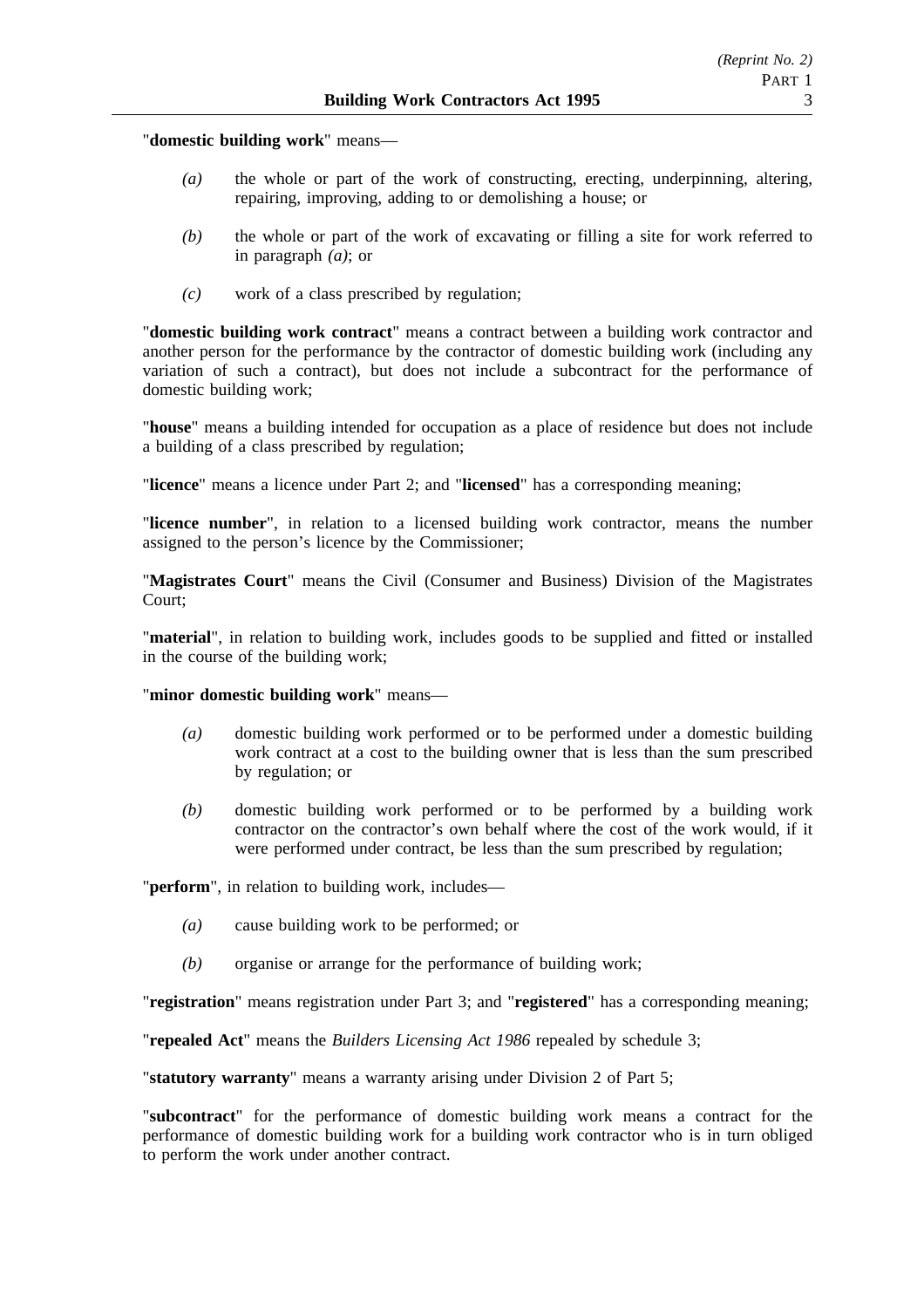"**domestic building work**" means—

- *(a)* the whole or part of the work of constructing, erecting, underpinning, altering, repairing, improving, adding to or demolishing a house; or
- *(b)* the whole or part of the work of excavating or filling a site for work referred to in paragraph *(a)*; or
- *(c)* work of a class prescribed by regulation;

"**domestic building work contract**" means a contract between a building work contractor and another person for the performance by the contractor of domestic building work (including any variation of such a contract), but does not include a subcontract for the performance of domestic building work;

"**house**" means a building intended for occupation as a place of residence but does not include a building of a class prescribed by regulation;

"**licence**" means a licence under Part 2; and "**licensed**" has a corresponding meaning;

"**licence number**", in relation to a licensed building work contractor, means the number assigned to the person's licence by the Commissioner;

"**Magistrates Court**" means the Civil (Consumer and Business) Division of the Magistrates Court;

"**material**", in relation to building work, includes goods to be supplied and fitted or installed in the course of the building work;

"**minor domestic building work**" means—

- *(a)* domestic building work performed or to be performed under a domestic building work contract at a cost to the building owner that is less than the sum prescribed by regulation; or
- *(b)* domestic building work performed or to be performed by a building work contractor on the contractor's own behalf where the cost of the work would, if it were performed under contract, be less than the sum prescribed by regulation;

"**perform**", in relation to building work, includes—

- *(a)* cause building work to be performed; or
- *(b)* organise or arrange for the performance of building work;

"**registration**" means registration under Part 3; and "**registered**" has a corresponding meaning;

"**repealed Act**" means the *Builders Licensing Act 1986* repealed by schedule 3;

"**statutory warranty**" means a warranty arising under Division 2 of Part 5;

"**subcontract**" for the performance of domestic building work means a contract for the performance of domestic building work for a building work contractor who is in turn obliged to perform the work under another contract.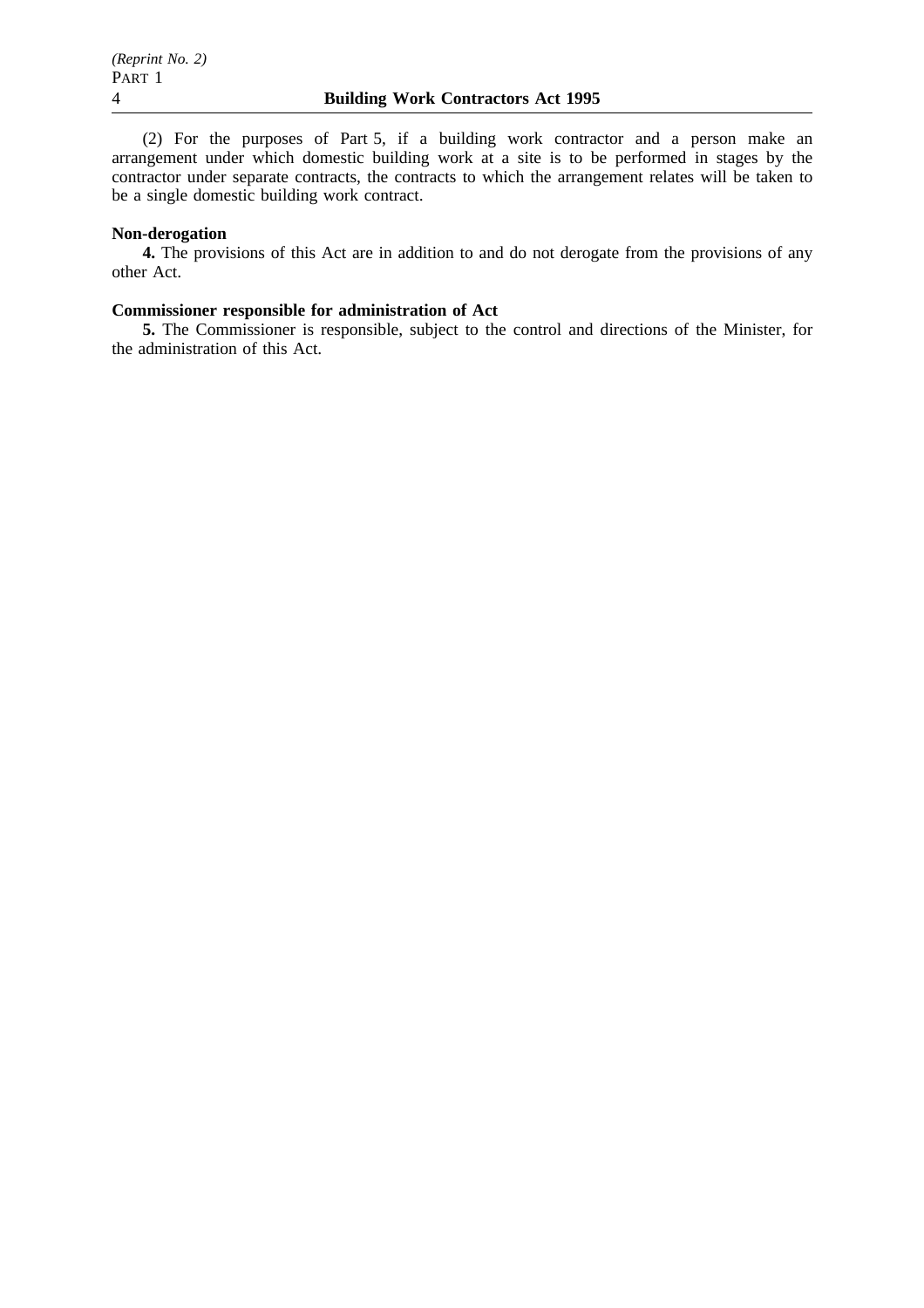(2) For the purposes of Part 5, if a building work contractor and a person make an arrangement under which domestic building work at a site is to be performed in stages by the contractor under separate contracts, the contracts to which the arrangement relates will be taken to be a single domestic building work contract.

**Non-derogation**

**4.** The provisions of this Act are in addition to and do not derogate from the provisions of any other Act.

**Commissioner responsible for administration of Act**

**5.** The Commissioner is responsible, subject to the control and directions of the Minister, for the administration of this Act.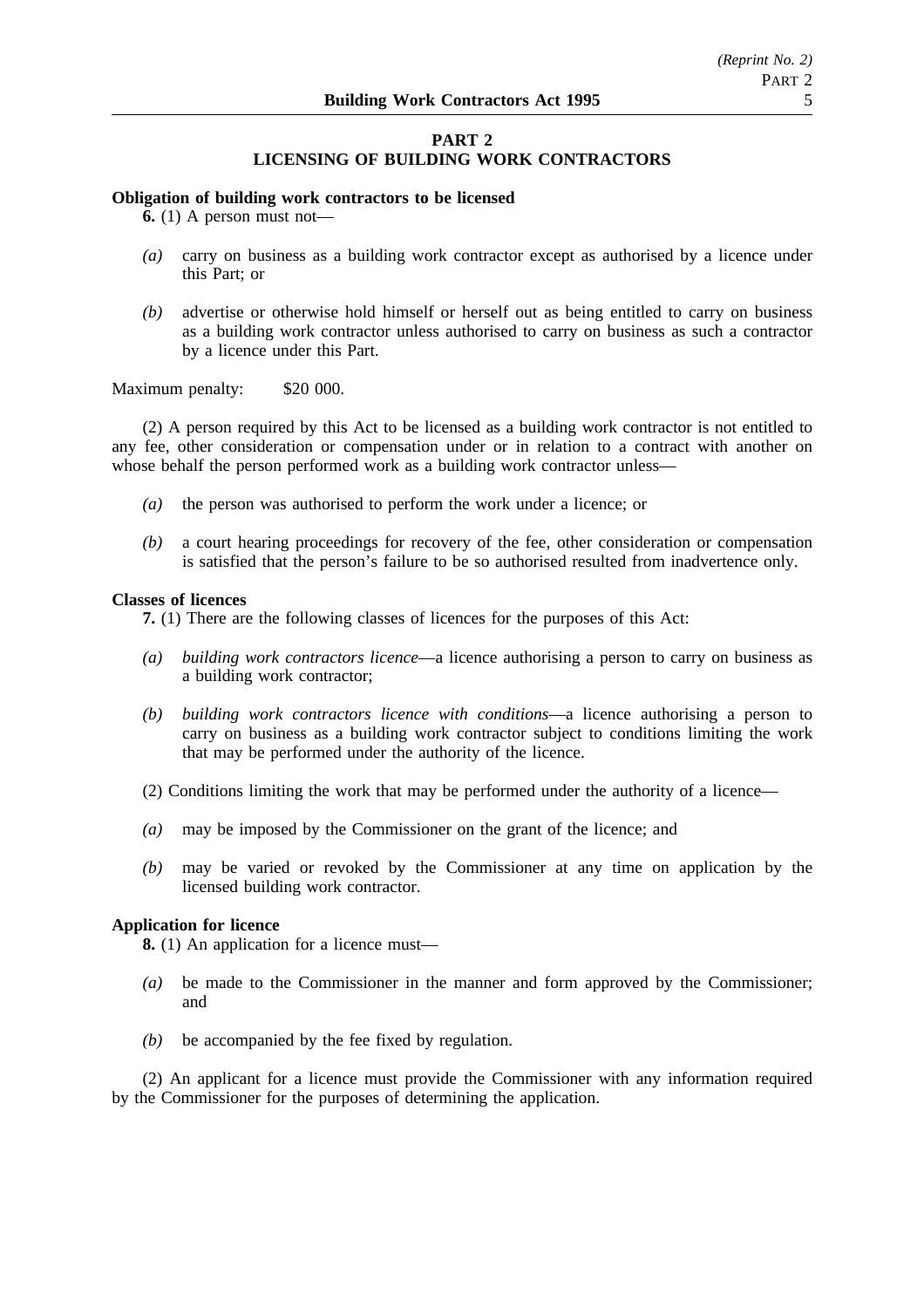## PART 2
## LICENSING OF BUILDING WORK CONTRACTORS

**Obligation of building work contractors to be licensed**

**6.** (1) A person must not—

*(a)* carry on business as a building work contractor except as authorised by a licence under this Part; or

*(b)* advertise or otherwise hold himself or herself out as being entitled to carry on business as a building work contractor unless authorised to carry on business as such a contractor by a licence under this Part.

Maximum penalty: $20 000.

(2) A person required by this Act to be licensed as a building work contractor is not entitled to any fee, other consideration or compensation under or in relation to a contract with another on whose behalf the person performed work as a building work contractor unless—

*(a)* the person was authorised to perform the work under a licence; or

*(b)* a court hearing proceedings for recovery of the fee, other consideration or compensation is satisfied that the person's failure to be so authorised resulted from inadvertence only.

**Classes of licences**

**7.** (1) There are the following classes of licences for the purposes of this Act:

*(a)* *building work contractors licence*—a licence authorising a person to carry on business as a building work contractor;

*(b)* *building work contractors licence with conditions*—a licence authorising a person to carry on business as a building work contractor subject to conditions limiting the work that may be performed under the authority of the licence.

(2) Conditions limiting the work that may be performed under the authority of a licence—

*(a)* may be imposed by the Commissioner on the grant of the licence; and

*(b)* may be varied or revoked by the Commissioner at any time on application by the licensed building work contractor.

**Application for licence**

**8.** (1) An application for a licence must—

*(a)* be made to the Commissioner in the manner and form approved by the Commissioner; and

*(b)* be accompanied by the fee fixed by regulation.

(2) An applicant for a licence must provide the Commissioner with any information required by the Commissioner for the purposes of determining the application.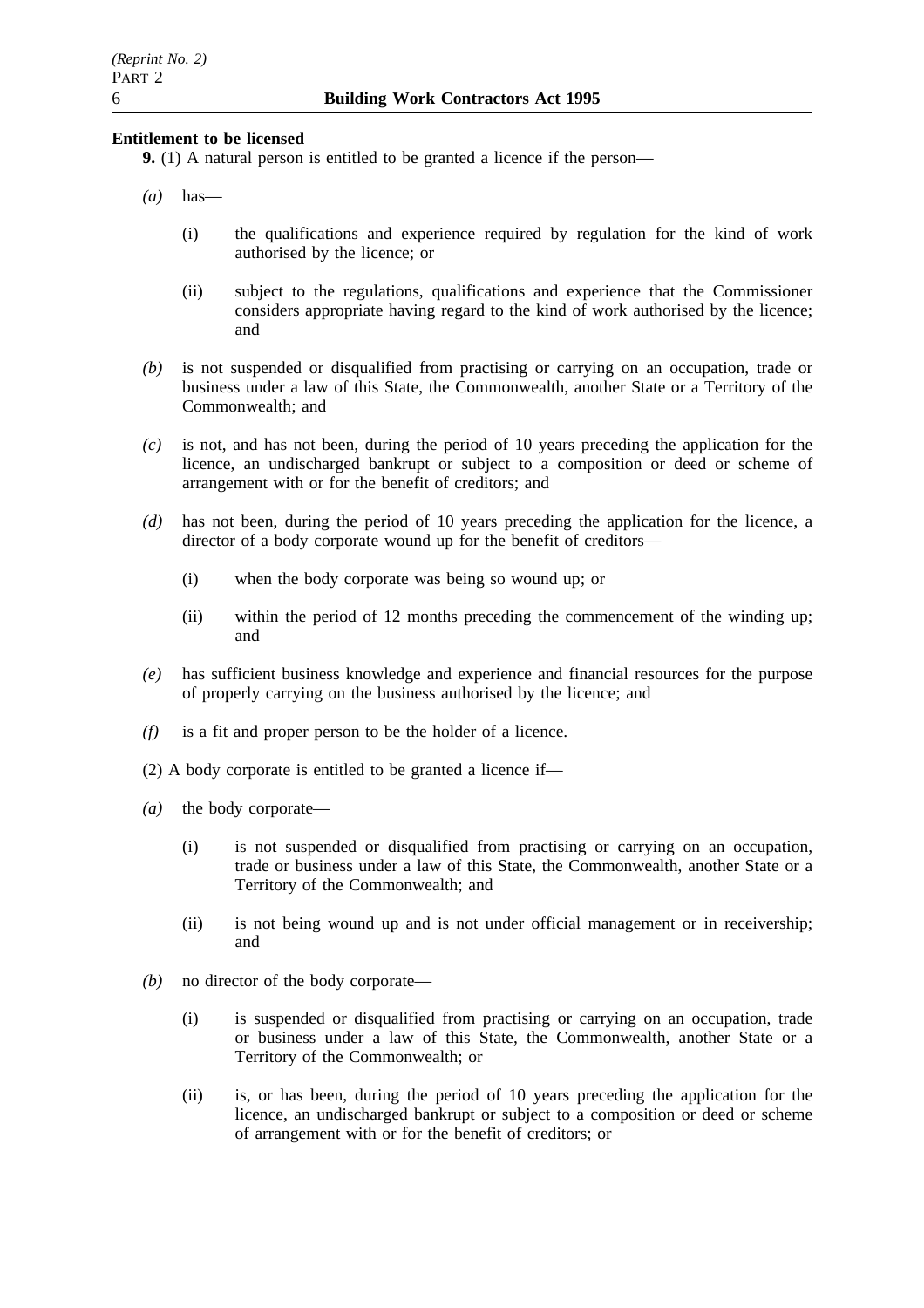**Entitlement to be licensed**

**9.** (1) A natural person is entitled to be granted a licence if the person—

*(a)* has—

(i) the qualifications and experience required by regulation for the kind of work authorised by the licence; or

(ii) subject to the regulations, qualifications and experience that the Commissioner considers appropriate having regard to the kind of work authorised by the licence; and

*(b)* is not suspended or disqualified from practising or carrying on an occupation, trade or business under a law of this State, the Commonwealth, another State or a Territory of the Commonwealth; and

*(c)* is not, and has not been, during the period of 10 years preceding the application for the licence, an undischarged bankrupt or subject to a composition or deed or scheme of arrangement with or for the benefit of creditors; and

*(d)* has not been, during the period of 10 years preceding the application for the licence, a director of a body corporate wound up for the benefit of creditors—

(i) when the body corporate was being so wound up; or

(ii) within the period of 12 months preceding the commencement of the winding up; and

*(e)* has sufficient business knowledge and experience and financial resources for the purpose of properly carrying on the business authorised by the licence; and

*(f)* is a fit and proper person to be the holder of a licence.

(2) A body corporate is entitled to be granted a licence if—

*(a)* the body corporate—

(i) is not suspended or disqualified from practising or carrying on an occupation, trade or business under a law of this State, the Commonwealth, another State or a Territory of the Commonwealth; and

(ii) is not being wound up and is not under official management or in receivership; and

*(b)* no director of the body corporate—

(i) is suspended or disqualified from practising or carrying on an occupation, trade or business under a law of this State, the Commonwealth, another State or a Territory of the Commonwealth; or

(ii) is, or has been, during the period of 10 years preceding the application for the licence, an undischarged bankrupt or subject to a composition or deed or scheme of arrangement with or for the benefit of creditors; or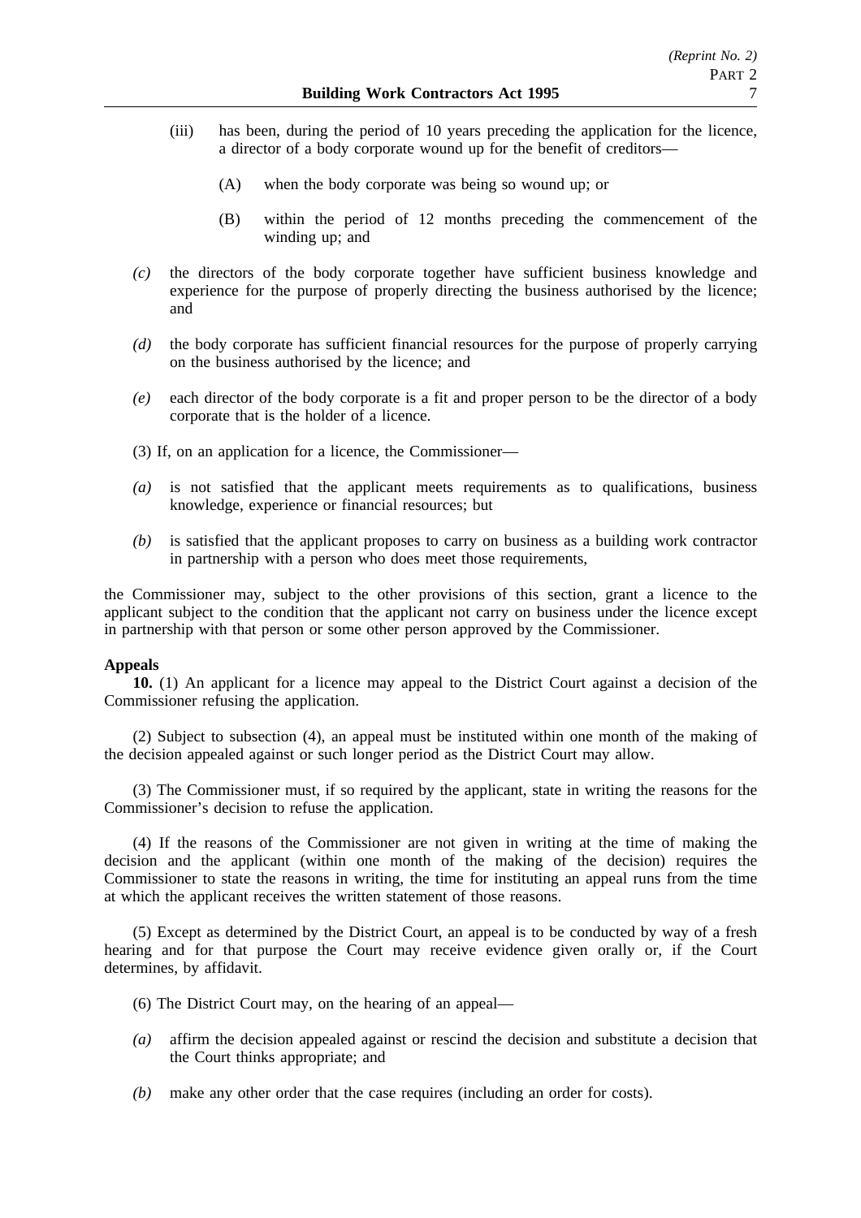(iii) has been, during the period of 10 years preceding the application for the licence, a director of a body corporate wound up for the benefit of creditors—

(A) when the body corporate was being so wound up; or

(B) within the period of 12 months preceding the commencement of the winding up; and

*(c)* the directors of the body corporate together have sufficient business knowledge and experience for the purpose of properly directing the business authorised by the licence; and

*(d)* the body corporate has sufficient financial resources for the purpose of properly carrying on the business authorised by the licence; and

*(e)* each director of the body corporate is a fit and proper person to be the director of a body corporate that is the holder of a licence.

(3) If, on an application for a licence, the Commissioner—

*(a)* is not satisfied that the applicant meets requirements as to qualifications, business knowledge, experience or financial resources; but

*(b)* is satisfied that the applicant proposes to carry on business as a building work contractor in partnership with a person who does meet those requirements,

the Commissioner may, subject to the other provisions of this section, grant a licence to the applicant subject to the condition that the applicant not carry on business under the licence except in partnership with that person or some other person approved by the Commissioner.

**Appeals**

**10.** (1) An applicant for a licence may appeal to the District Court against a decision of the Commissioner refusing the application.

(2) Subject to subsection (4), an appeal must be instituted within one month of the making of the decision appealed against or such longer period as the District Court may allow.

(3) The Commissioner must, if so required by the applicant, state in writing the reasons for the Commissioner's decision to refuse the application.

(4) If the reasons of the Commissioner are not given in writing at the time of making the decision and the applicant (within one month of the making of the decision) requires the Commissioner to state the reasons in writing, the time for instituting an appeal runs from the time at which the applicant receives the written statement of those reasons.

(5) Except as determined by the District Court, an appeal is to be conducted by way of a fresh hearing and for that purpose the Court may receive evidence given orally or, if the Court determines, by affidavit.

(6) The District Court may, on the hearing of an appeal—

*(a)* affirm the decision appealed against or rescind the decision and substitute a decision that the Court thinks appropriate; and

*(b)* make any other order that the case requires (including an order for costs).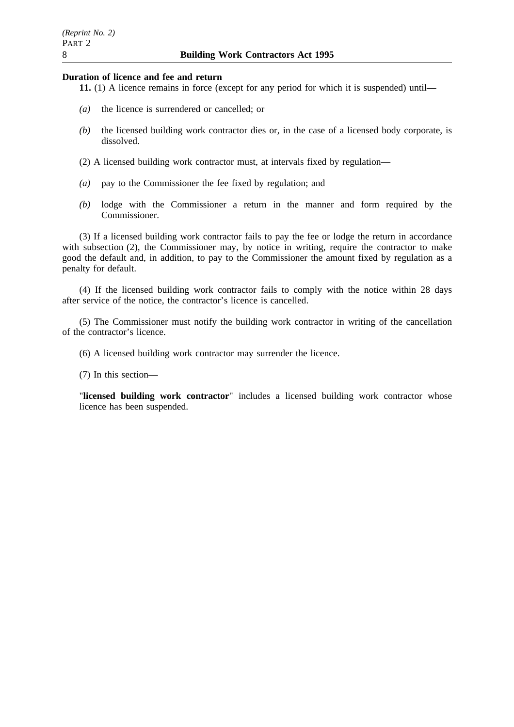**Duration of licence and fee and return**

**11.** (1) A licence remains in force (except for any period for which it is suspended) until—

*(a)* the licence is surrendered or cancelled; or

*(b)* the licensed building work contractor dies or, in the case of a licensed body corporate, is dissolved.

(2) A licensed building work contractor must, at intervals fixed by regulation—

*(a)* pay to the Commissioner the fee fixed by regulation; and

*(b)* lodge with the Commissioner a return in the manner and form required by the Commissioner.

(3) If a licensed building work contractor fails to pay the fee or lodge the return in accordance with subsection (2), the Commissioner may, by notice in writing, require the contractor to make good the default and, in addition, to pay to the Commissioner the amount fixed by regulation as a penalty for default.

(4) If the licensed building work contractor fails to comply with the notice within 28 days after service of the notice, the contractor's licence is cancelled.

(5) The Commissioner must notify the building work contractor in writing of the cancellation of the contractor's licence.

(6) A licensed building work contractor may surrender the licence.

(7) In this section—

"**licensed building work contractor**" includes a licensed building work contractor whose licence has been suspended.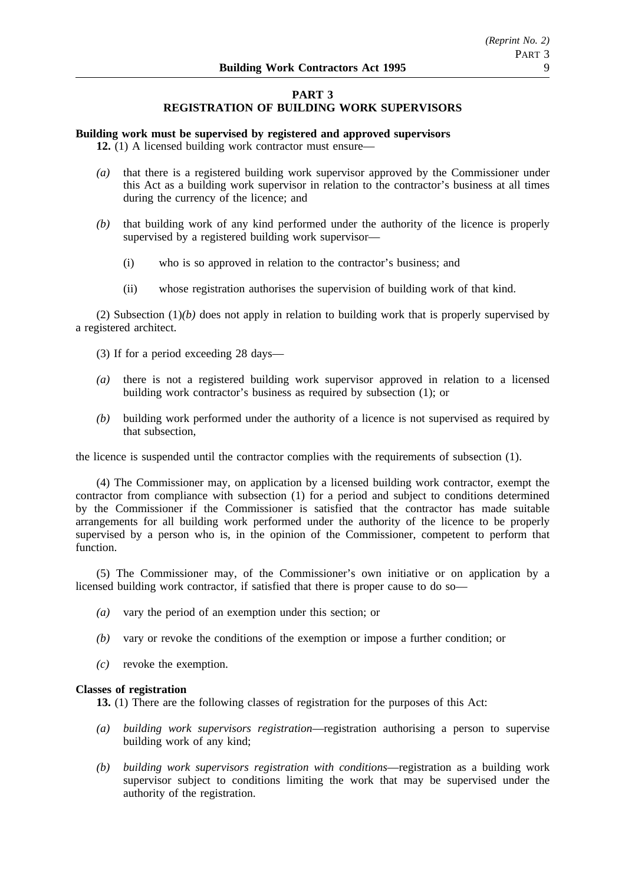## PART 3
## REGISTRATION OF BUILDING WORK SUPERVISORS

**Building work must be supervised by registered and approved supervisors**

**12.** (1) A licensed building work contractor must ensure—

*(a)* that there is a registered building work supervisor approved by the Commissioner under this Act as a building work supervisor in relation to the contractor's business at all times during the currency of the licence; and

*(b)* that building work of any kind performed under the authority of the licence is properly supervised by a registered building work supervisor—

(i) who is so approved in relation to the contractor's business; and

(ii) whose registration authorises the supervision of building work of that kind.

(2) Subsection (1)*(b)* does not apply in relation to building work that is properly supervised by a registered architect.

(3) If for a period exceeding 28 days—

*(a)* there is not a registered building work supervisor approved in relation to a licensed building work contractor's business as required by subsection (1); or

*(b)* building work performed under the authority of a licence is not supervised as required by that subsection,

the licence is suspended until the contractor complies with the requirements of subsection (1).

(4) The Commissioner may, on application by a licensed building work contractor, exempt the contractor from compliance with subsection (1) for a period and subject to conditions determined by the Commissioner if the Commissioner is satisfied that the contractor has made suitable arrangements for all building work performed under the authority of the licence to be properly supervised by a person who is, in the opinion of the Commissioner, competent to perform that function.

(5) The Commissioner may, of the Commissioner's own initiative or on application by a licensed building work contractor, if satisfied that there is proper cause to do so—

*(a)* vary the period of an exemption under this section; or

*(b)* vary or revoke the conditions of the exemption or impose a further condition; or

*(c)* revoke the exemption.

**Classes of registration**

**13.** (1) There are the following classes of registration for the purposes of this Act:

*(a)* *building work supervisors registration*—registration authorising a person to supervise building work of any kind;

*(b)* *building work supervisors registration with conditions*—registration as a building work supervisor subject to conditions limiting the work that may be supervised under the authority of the registration.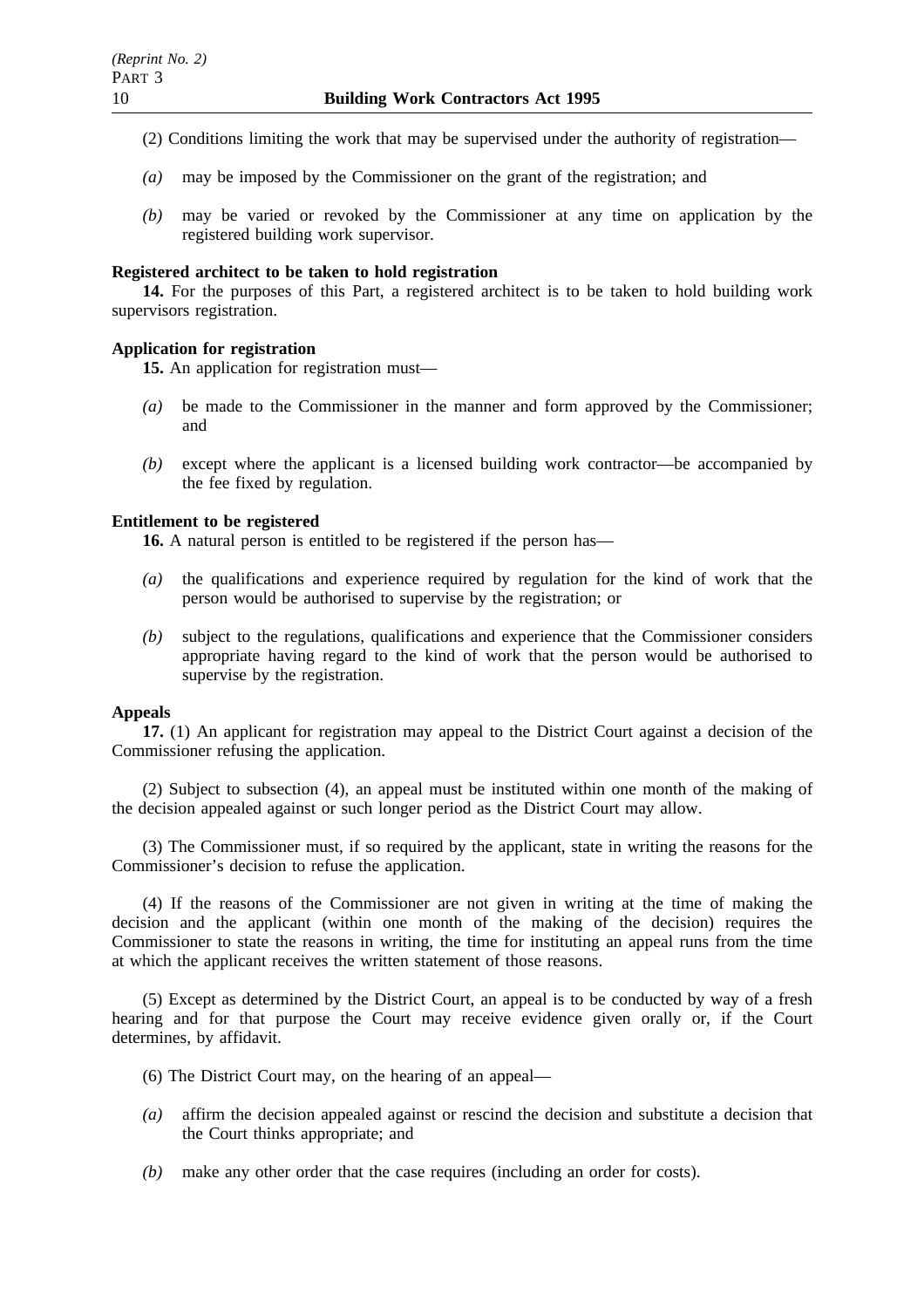(2) Conditions limiting the work that may be supervised under the authority of registration—

*(a)* may be imposed by the Commissioner on the grant of the registration; and

*(b)* may be varied or revoked by the Commissioner at any time on application by the registered building work supervisor.

**Registered architect to be taken to hold registration**

**14.** For the purposes of this Part, a registered architect is to be taken to hold building work supervisors registration.

**Application for registration**

**15.** An application for registration must—

*(a)* be made to the Commissioner in the manner and form approved by the Commissioner; and

*(b)* except where the applicant is a licensed building work contractor—be accompanied by the fee fixed by regulation.

**Entitlement to be registered**

**16.** A natural person is entitled to be registered if the person has—

*(a)* the qualifications and experience required by regulation for the kind of work that the person would be authorised to supervise by the registration; or

*(b)* subject to the regulations, qualifications and experience that the Commissioner considers appropriate having regard to the kind of work that the person would be authorised to supervise by the registration.

**Appeals**

**17.** (1) An applicant for registration may appeal to the District Court against a decision of the Commissioner refusing the application.

(2) Subject to subsection (4), an appeal must be instituted within one month of the making of the decision appealed against or such longer period as the District Court may allow.

(3) The Commissioner must, if so required by the applicant, state in writing the reasons for the Commissioner's decision to refuse the application.

(4) If the reasons of the Commissioner are not given in writing at the time of making the decision and the applicant (within one month of the making of the decision) requires the Commissioner to state the reasons in writing, the time for instituting an appeal runs from the time at which the applicant receives the written statement of those reasons.

(5) Except as determined by the District Court, an appeal is to be conducted by way of a fresh hearing and for that purpose the Court may receive evidence given orally or, if the Court determines, by affidavit.

(6) The District Court may, on the hearing of an appeal—

*(a)* affirm the decision appealed against or rescind the decision and substitute a decision that the Court thinks appropriate; and

*(b)* make any other order that the case requires (including an order for costs).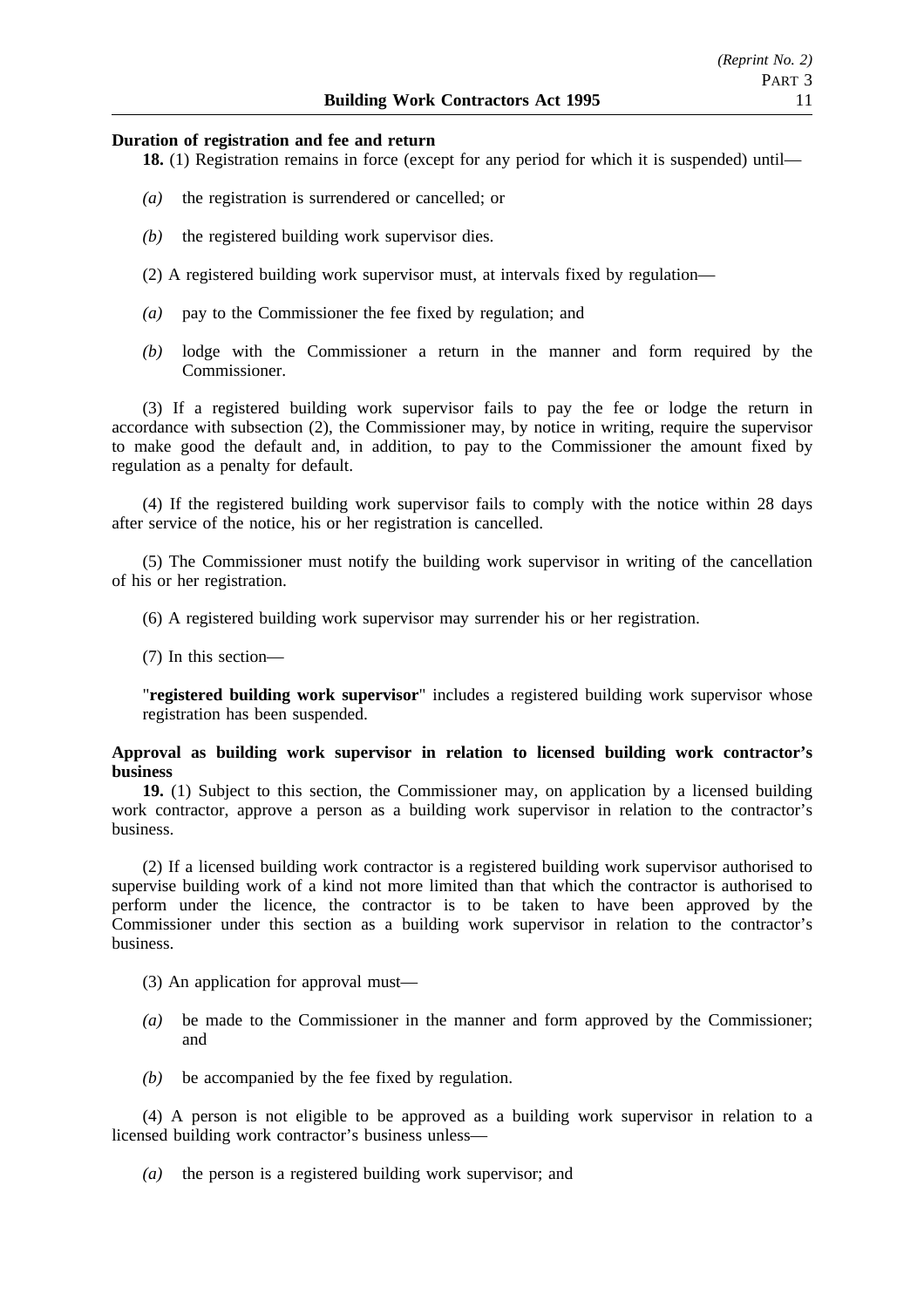**Duration of registration and fee and return**

**18.** (1) Registration remains in force (except for any period for which it is suspended) until—

*(a)* the registration is surrendered or cancelled; or

*(b)* the registered building work supervisor dies.

(2) A registered building work supervisor must, at intervals fixed by regulation—

*(a)* pay to the Commissioner the fee fixed by regulation; and

*(b)* lodge with the Commissioner a return in the manner and form required by the Commissioner.

(3) If a registered building work supervisor fails to pay the fee or lodge the return in accordance with subsection (2), the Commissioner may, by notice in writing, require the supervisor to make good the default and, in addition, to pay to the Commissioner the amount fixed by regulation as a penalty for default.

(4) If the registered building work supervisor fails to comply with the notice within 28 days after service of the notice, his or her registration is cancelled.

(5) The Commissioner must notify the building work supervisor in writing of the cancellation of his or her registration.

(6) A registered building work supervisor may surrender his or her registration.

(7) In this section—

"**registered building work supervisor**" includes a registered building work supervisor whose registration has been suspended.

**Approval as building work supervisor in relation to licensed building work contractor's business**

**19.** (1) Subject to this section, the Commissioner may, on application by a licensed building work contractor, approve a person as a building work supervisor in relation to the contractor's business.

(2) If a licensed building work contractor is a registered building work supervisor authorised to supervise building work of a kind not more limited than that which the contractor is authorised to perform under the licence, the contractor is to be taken to have been approved by the Commissioner under this section as a building work supervisor in relation to the contractor's business.

(3) An application for approval must—

*(a)* be made to the Commissioner in the manner and form approved by the Commissioner; and

*(b)* be accompanied by the fee fixed by regulation.

(4) A person is not eligible to be approved as a building work supervisor in relation to a licensed building work contractor's business unless—

*(a)* the person is a registered building work supervisor; and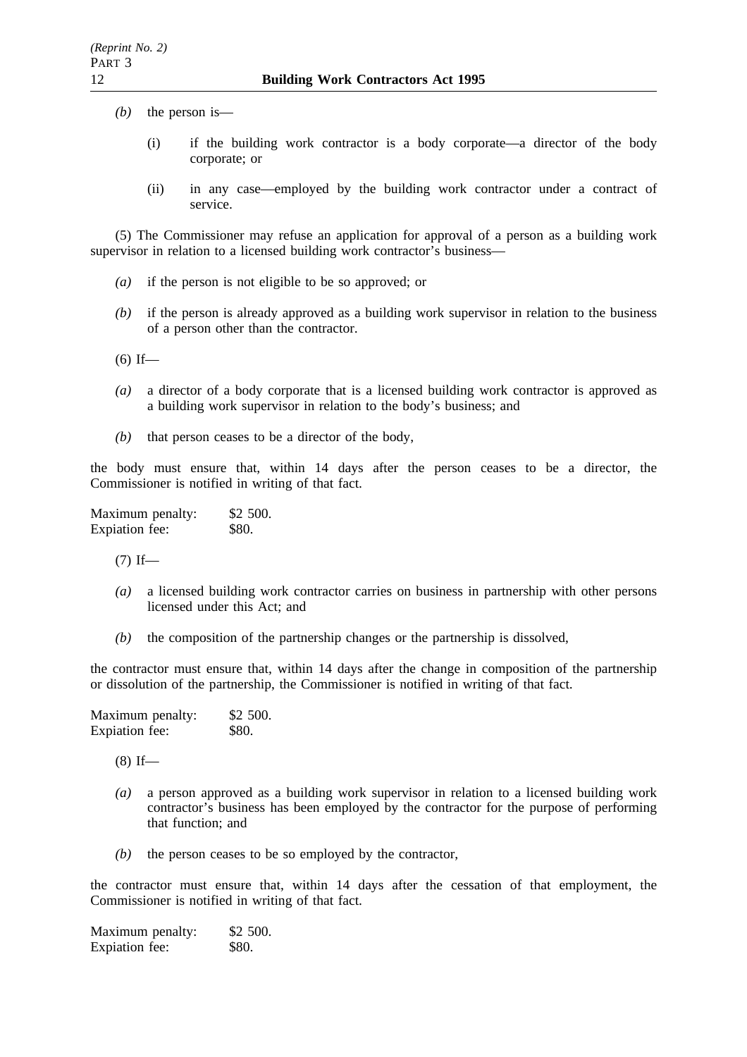*(b)* the person is—

(i) if the building work contractor is a body corporate—a director of the body corporate; or

(ii) in any case—employed by the building work contractor under a contract of service.

(5) The Commissioner may refuse an application for approval of a person as a building work supervisor in relation to a licensed building work contractor's business—

*(a)* if the person is not eligible to be so approved; or

*(b)* if the person is already approved as a building work supervisor in relation to the business of a person other than the contractor.

(6) If—

*(a)* a director of a body corporate that is a licensed building work contractor is approved as a building work supervisor in relation to the body's business; and

*(b)* that person ceases to be a director of the body,

the body must ensure that, within 14 days after the person ceases to be a director, the Commissioner is notified in writing of that fact.

Maximum penalty: $2 500.
Expiation fee: $80.

(7) If—

*(a)* a licensed building work contractor carries on business in partnership with other persons licensed under this Act; and

*(b)* the composition of the partnership changes or the partnership is dissolved,

the contractor must ensure that, within 14 days after the change in composition of the partnership or dissolution of the partnership, the Commissioner is notified in writing of that fact.

Maximum penalty: $2 500.
Expiation fee: $80.

(8) If—

*(a)* a person approved as a building work supervisor in relation to a licensed building work contractor's business has been employed by the contractor for the purpose of performing that function; and

*(b)* the person ceases to be so employed by the contractor,

the contractor must ensure that, within 14 days after the cessation of that employment, the Commissioner is notified in writing of that fact.

Maximum penalty: $2 500.
Expiation fee: $80.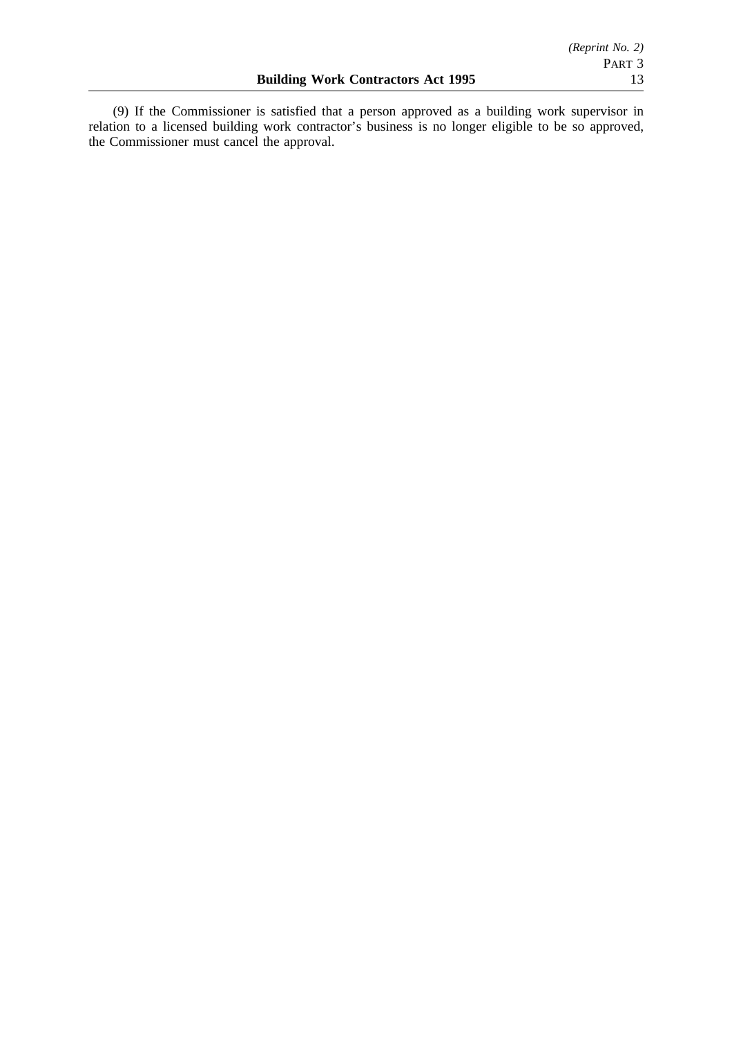(9) If the Commissioner is satisfied that a person approved as a building work supervisor in relation to a licensed building work contractor's business is no longer eligible to be so approved, the Commissioner must cancel the approval.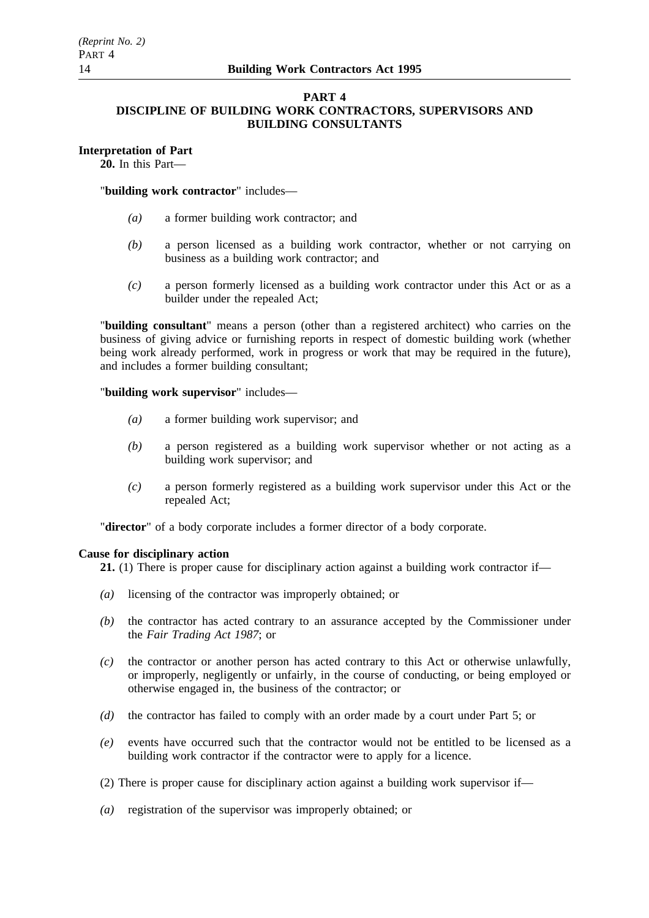## PART 4
## DISCIPLINE OF BUILDING WORK CONTRACTORS, SUPERVISORS AND BUILDING CONSULTANTS

**Interpretation of Part**

**20.** In this Part—

"**building work contractor**" includes—

*(a)* a former building work contractor; and

*(b)* a person licensed as a building work contractor, whether or not carrying on business as a building work contractor; and

*(c)* a person formerly licensed as a building work contractor under this Act or as a builder under the repealed Act;

"**building consultant**" means a person (other than a registered architect) who carries on the business of giving advice or furnishing reports in respect of domestic building work (whether being work already performed, work in progress or work that may be required in the future), and includes a former building consultant;

"**building work supervisor**" includes—

*(a)* a former building work supervisor; and

*(b)* a person registered as a building work supervisor whether or not acting as a building work supervisor; and

*(c)* a person formerly registered as a building work supervisor under this Act or the repealed Act;

"**director**" of a body corporate includes a former director of a body corporate.

**Cause for disciplinary action**

**21.** (1) There is proper cause for disciplinary action against a building work contractor if—

*(a)* licensing of the contractor was improperly obtained; or

*(b)* the contractor has acted contrary to an assurance accepted by the Commissioner under the *Fair Trading Act 1987*; or

*(c)* the contractor or another person has acted contrary to this Act or otherwise unlawfully, or improperly, negligently or unfairly, in the course of conducting, or being employed or otherwise engaged in, the business of the contractor; or

*(d)* the contractor has failed to comply with an order made by a court under Part 5; or

*(e)* events have occurred such that the contractor would not be entitled to be licensed as a building work contractor if the contractor were to apply for a licence.

(2) There is proper cause for disciplinary action against a building work supervisor if—

*(a)* registration of the supervisor was improperly obtained; or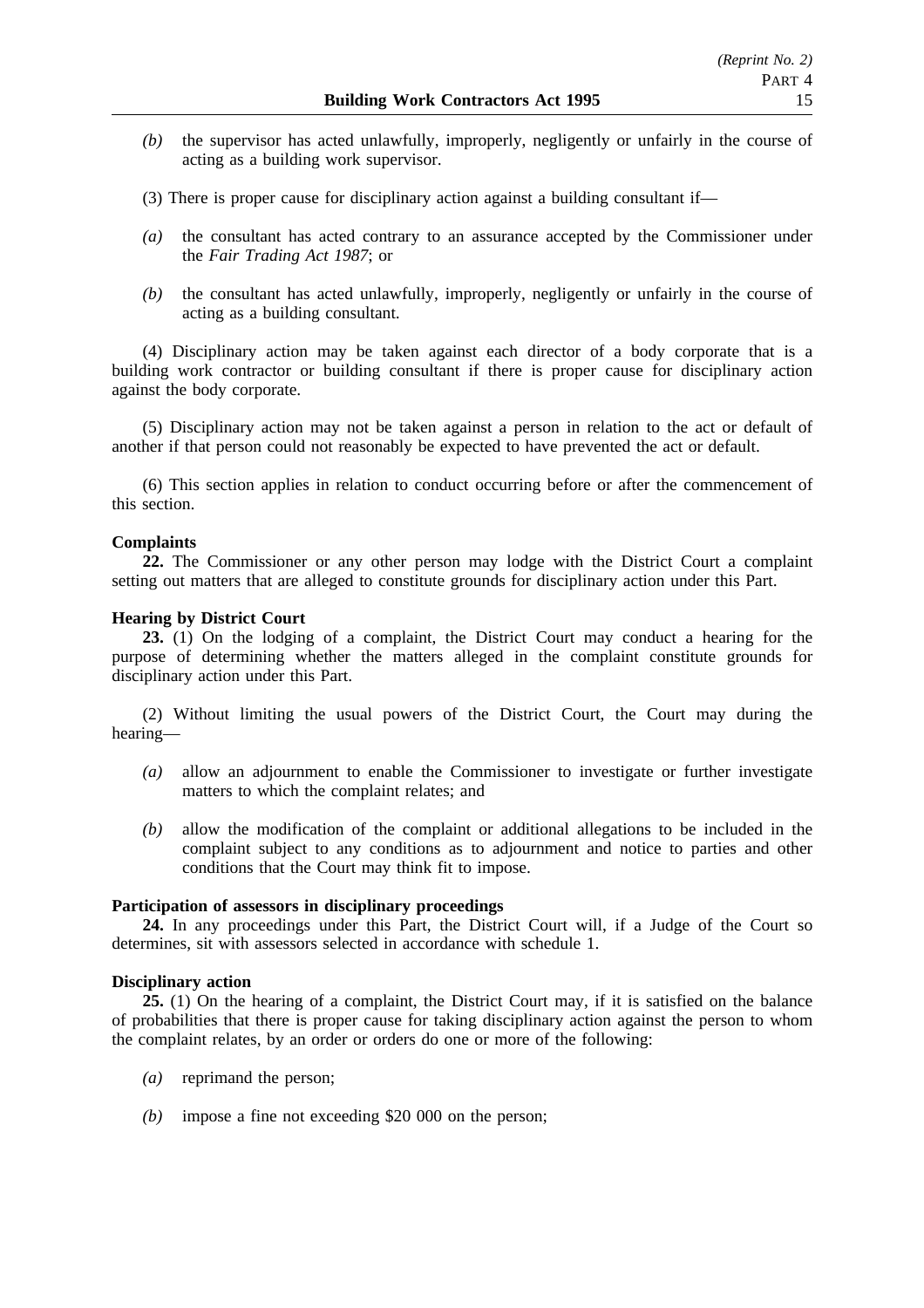*(b)* the supervisor has acted unlawfully, improperly, negligently or unfairly in the course of acting as a building work supervisor.

(3) There is proper cause for disciplinary action against a building consultant if—

*(a)* the consultant has acted contrary to an assurance accepted by the Commissioner under the *Fair Trading Act 1987*; or

*(b)* the consultant has acted unlawfully, improperly, negligently or unfairly in the course of acting as a building consultant.

(4) Disciplinary action may be taken against each director of a body corporate that is a building work contractor or building consultant if there is proper cause for disciplinary action against the body corporate.

(5) Disciplinary action may not be taken against a person in relation to the act or default of another if that person could not reasonably be expected to have prevented the act or default.

(6) This section applies in relation to conduct occurring before or after the commencement of this section.

**Complaints**

**22.** The Commissioner or any other person may lodge with the District Court a complaint setting out matters that are alleged to constitute grounds for disciplinary action under this Part.

**Hearing by District Court**

**23.** (1) On the lodging of a complaint, the District Court may conduct a hearing for the purpose of determining whether the matters alleged in the complaint constitute grounds for disciplinary action under this Part.

(2) Without limiting the usual powers of the District Court, the Court may during the hearing—

*(a)* allow an adjournment to enable the Commissioner to investigate or further investigate matters to which the complaint relates; and

*(b)* allow the modification of the complaint or additional allegations to be included in the complaint subject to any conditions as to adjournment and notice to parties and other conditions that the Court may think fit to impose.

**Participation of assessors in disciplinary proceedings**

**24.** In any proceedings under this Part, the District Court will, if a Judge of the Court so determines, sit with assessors selected in accordance with schedule 1.

**Disciplinary action**

**25.** (1) On the hearing of a complaint, the District Court may, if it is satisfied on the balance of probabilities that there is proper cause for taking disciplinary action against the person to whom the complaint relates, by an order or orders do one or more of the following:

*(a)* reprimand the person;

*(b)* impose a fine not exceeding $20 000 on the person;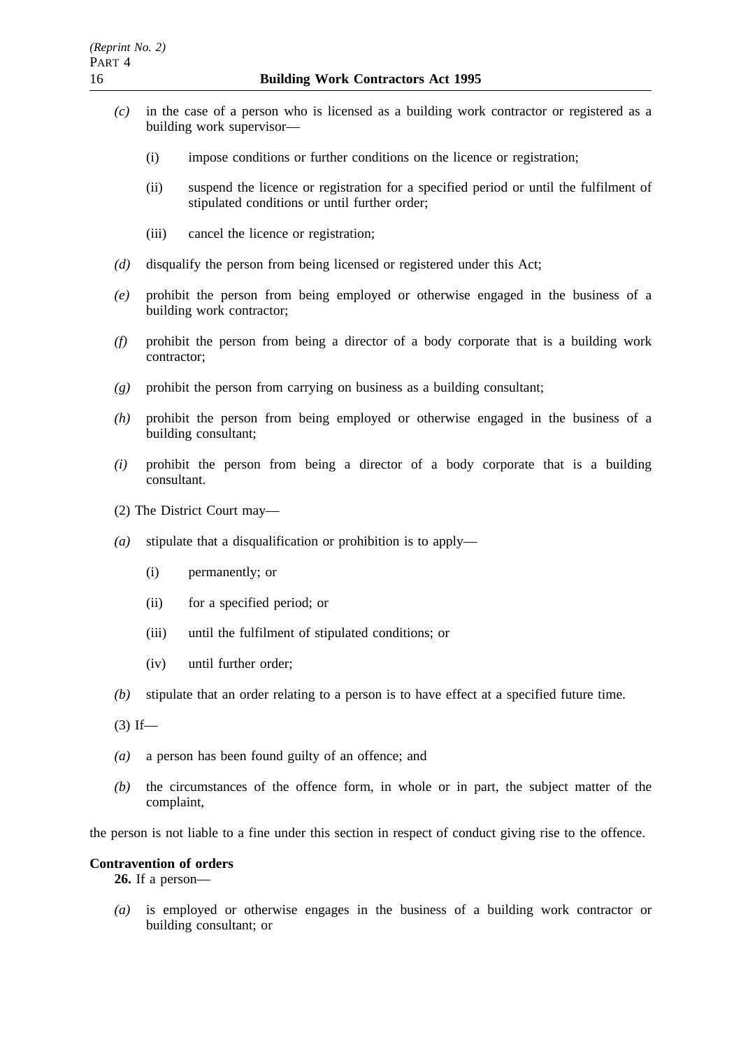*(c)* in the case of a person who is licensed as a building work contractor or registered as a building work supervisor—

(i) impose conditions or further conditions on the licence or registration;

(ii) suspend the licence or registration for a specified period or until the fulfilment of stipulated conditions or until further order;

(iii) cancel the licence or registration;

*(d)* disqualify the person from being licensed or registered under this Act;

*(e)* prohibit the person from being employed or otherwise engaged in the business of a building work contractor;

*(f)* prohibit the person from being a director of a body corporate that is a building work contractor;

*(g)* prohibit the person from carrying on business as a building consultant;

*(h)* prohibit the person from being employed or otherwise engaged in the business of a building consultant;

*(i)* prohibit the person from being a director of a body corporate that is a building consultant.

(2) The District Court may—

*(a)* stipulate that a disqualification or prohibition is to apply—

(i) permanently; or

(ii) for a specified period; or

(iii) until the fulfilment of stipulated conditions; or

(iv) until further order;

*(b)* stipulate that an order relating to a person is to have effect at a specified future time.

(3) If—

*(a)* a person has been found guilty of an offence; and

*(b)* the circumstances of the offence form, in whole or in part, the subject matter of the complaint,

the person is not liable to a fine under this section in respect of conduct giving rise to the offence.

**Contravention of orders**

**26.** If a person—

*(a)* is employed or otherwise engages in the business of a building work contractor or building consultant; or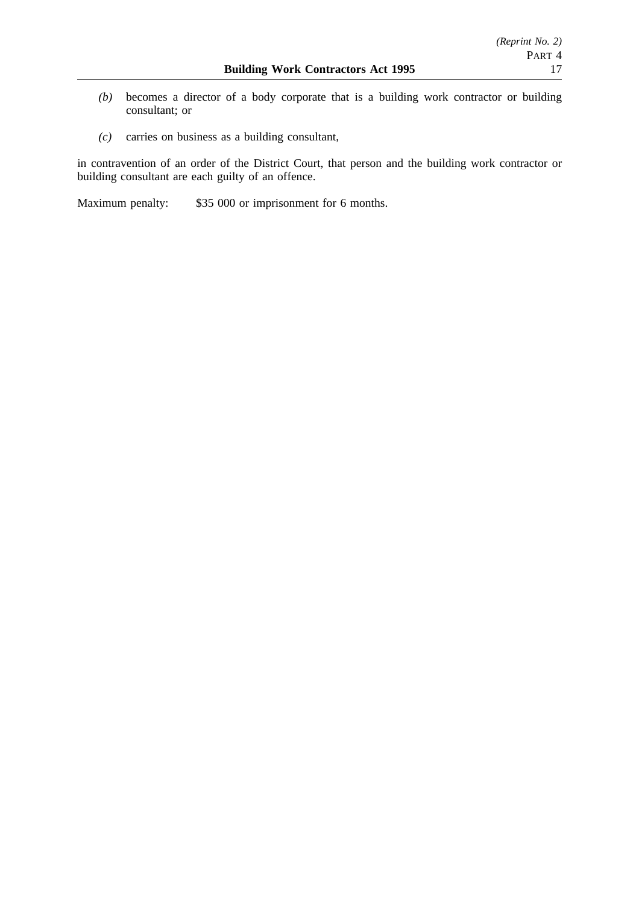*(b)* becomes a director of a body corporate that is a building work contractor or building consultant; or

*(c)* carries on business as a building consultant,

in contravention of an order of the District Court, that person and the building work contractor or building consultant are each guilty of an offence.

Maximum penalty: $35 000 or imprisonment for 6 months.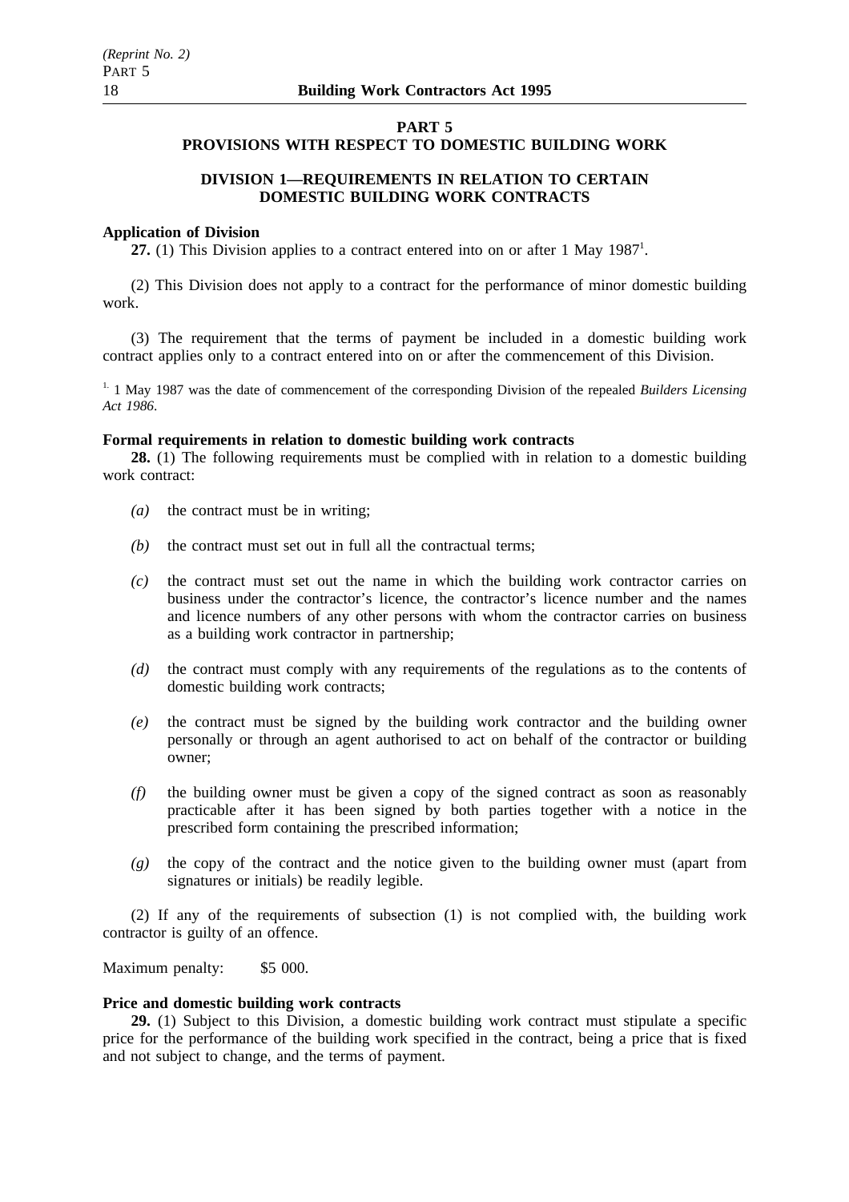## PART 5
## PROVISIONS WITH RESPECT TO DOMESTIC BUILDING WORK

### DIVISION 1—REQUIREMENTS IN RELATION TO CERTAIN DOMESTIC BUILDING WORK CONTRACTS

**Application of Division**

**27.** (1) This Division applies to a contract entered into on or after 1 May 1987[1].

(2) This Division does not apply to a contract for the performance of minor domestic building work.

(3) The requirement that the terms of payment be included in a domestic building work contract applies only to a contract entered into on or after the commencement of this Division.

[1.] 1 May 1987 was the date of commencement of the corresponding Division of the repealed *Builders Licensing Act 1986*.

**Formal requirements in relation to domestic building work contracts**

**28.** (1) The following requirements must be complied with in relation to a domestic building work contract:

*(a)* the contract must be in writing;

*(b)* the contract must set out in full all the contractual terms;

*(c)* the contract must set out the name in which the building work contractor carries on business under the contractor's licence, the contractor's licence number and the names and licence numbers of any other persons with whom the contractor carries on business as a building work contractor in partnership;

*(d)* the contract must comply with any requirements of the regulations as to the contents of domestic building work contracts;

*(e)* the contract must be signed by the building work contractor and the building owner personally or through an agent authorised to act on behalf of the contractor or building owner;

*(f)* the building owner must be given a copy of the signed contract as soon as reasonably practicable after it has been signed by both parties together with a notice in the prescribed form containing the prescribed information;

*(g)* the copy of the contract and the notice given to the building owner must (apart from signatures or initials) be readily legible.

(2) If any of the requirements of subsection (1) is not complied with, the building work contractor is guilty of an offence.

Maximum penalty: $5 000.

**Price and domestic building work contracts**

**29.** (1) Subject to this Division, a domestic building work contract must stipulate a specific price for the performance of the building work specified in the contract, being a price that is fixed and not subject to change, and the terms of payment.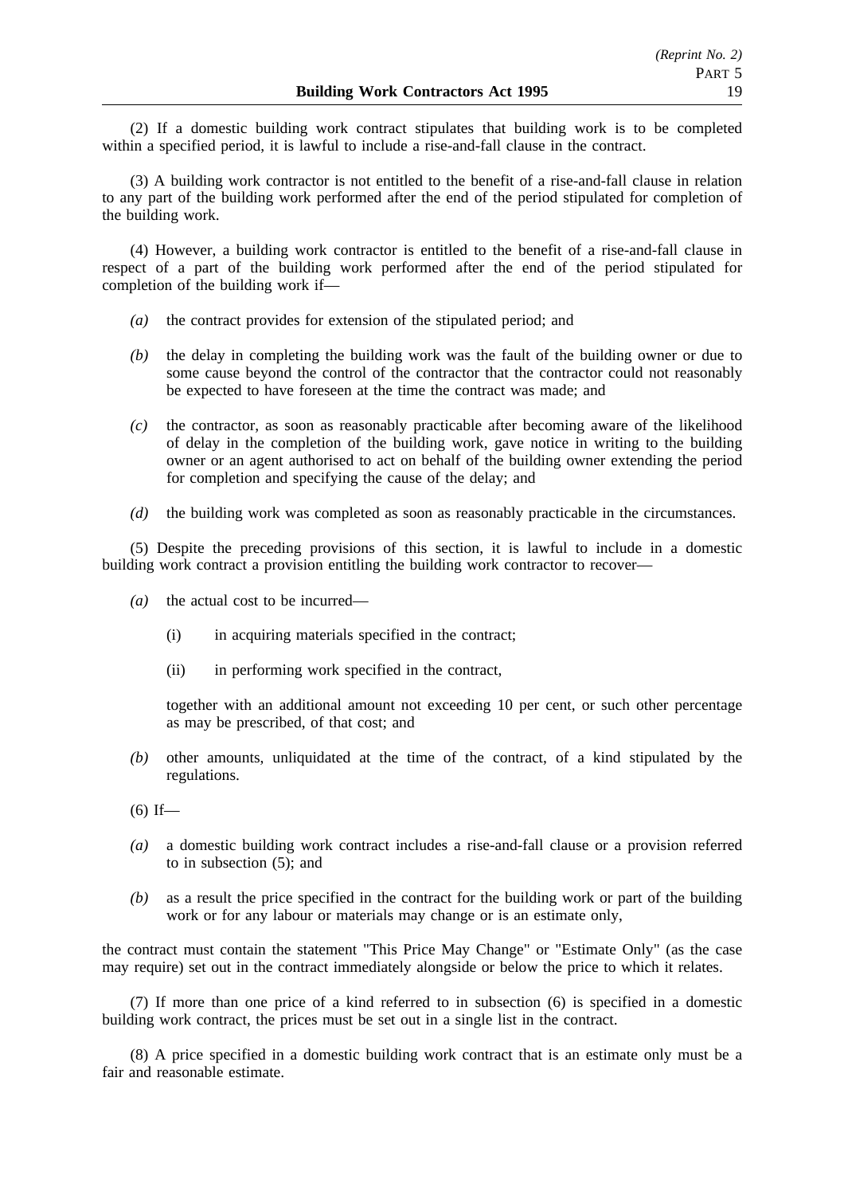(2) If a domestic building work contract stipulates that building work is to be completed within a specified period, it is lawful to include a rise-and-fall clause in the contract.

(3) A building work contractor is not entitled to the benefit of a rise-and-fall clause in relation to any part of the building work performed after the end of the period stipulated for completion of the building work.

(4) However, a building work contractor is entitled to the benefit of a rise-and-fall clause in respect of a part of the building work performed after the end of the period stipulated for completion of the building work if—

*(a)* the contract provides for extension of the stipulated period; and

*(b)* the delay in completing the building work was the fault of the building owner or due to some cause beyond the control of the contractor that the contractor could not reasonably be expected to have foreseen at the time the contract was made; and

*(c)* the contractor, as soon as reasonably practicable after becoming aware of the likelihood of delay in the completion of the building work, gave notice in writing to the building owner or an agent authorised to act on behalf of the building owner extending the period for completion and specifying the cause of the delay; and

*(d)* the building work was completed as soon as reasonably practicable in the circumstances.

(5) Despite the preceding provisions of this section, it is lawful to include in a domestic building work contract a provision entitling the building work contractor to recover—

*(a)* the actual cost to be incurred—

(i) in acquiring materials specified in the contract;

(ii) in performing work specified in the contract,

together with an additional amount not exceeding 10 per cent, or such other percentage as may be prescribed, of that cost; and

*(b)* other amounts, unliquidated at the time of the contract, of a kind stipulated by the regulations.

(6) If—

*(a)* a domestic building work contract includes a rise-and-fall clause or a provision referred to in subsection (5); and

*(b)* as a result the price specified in the contract for the building work or part of the building work or for any labour or materials may change or is an estimate only,

the contract must contain the statement "This Price May Change" or "Estimate Only" (as the case may require) set out in the contract immediately alongside or below the price to which it relates.

(7) If more than one price of a kind referred to in subsection (6) is specified in a domestic building work contract, the prices must be set out in a single list in the contract.

(8) A price specified in a domestic building work contract that is an estimate only must be a fair and reasonable estimate.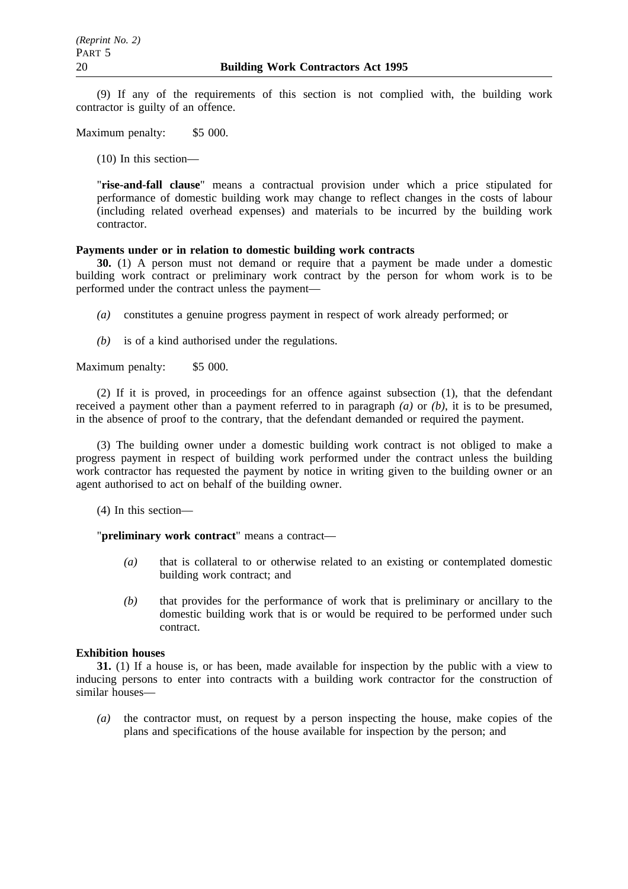(9) If any of the requirements of this section is not complied with, the building work contractor is guilty of an offence.

Maximum penalty: $5 000.

(10) In this section—

"**rise-and-fall clause**" means a contractual provision under which a price stipulated for performance of domestic building work may change to reflect changes in the costs of labour (including related overhead expenses) and materials to be incurred by the building work contractor.

**Payments under or in relation to domestic building work contracts**

**30.** (1) A person must not demand or require that a payment be made under a domestic building work contract or preliminary work contract by the person for whom work is to be performed under the contract unless the payment—

*(a)* constitutes a genuine progress payment in respect of work already performed; or

*(b)* is of a kind authorised under the regulations.

Maximum penalty: $5 000.

(2) If it is proved, in proceedings for an offence against subsection (1), that the defendant received a payment other than a payment referred to in paragraph *(a)* or *(b)*, it is to be presumed, in the absence of proof to the contrary, that the defendant demanded or required the payment.

(3) The building owner under a domestic building work contract is not obliged to make a progress payment in respect of building work performed under the contract unless the building work contractor has requested the payment by notice in writing given to the building owner or an agent authorised to act on behalf of the building owner.

(4) In this section—

"**preliminary work contract**" means a contract—

*(a)* that is collateral to or otherwise related to an existing or contemplated domestic building work contract; and

*(b)* that provides for the performance of work that is preliminary or ancillary to the domestic building work that is or would be required to be performed under such contract.

**Exhibition houses**

**31.** (1) If a house is, or has been, made available for inspection by the public with a view to inducing persons to enter into contracts with a building work contractor for the construction of similar houses—

*(a)* the contractor must, on request by a person inspecting the house, make copies of the plans and specifications of the house available for inspection by the person; and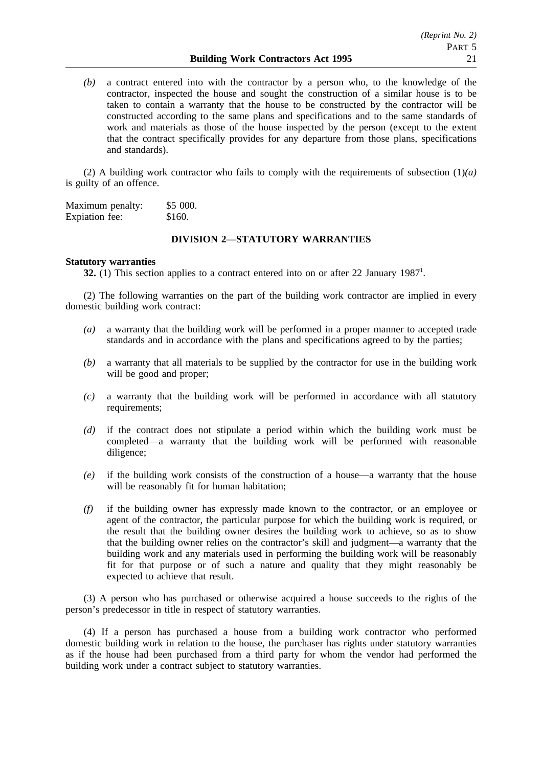*(b)* a contract entered into with the contractor by a person who, to the knowledge of the contractor, inspected the house and sought the construction of a similar house is to be taken to contain a warranty that the house to be constructed by the contractor will be constructed according to the same plans and specifications and to the same standards of work and materials as those of the house inspected by the person (except to the extent that the contract specifically provides for any departure from those plans, specifications and standards).

(2) A building work contractor who fails to comply with the requirements of subsection (1)*(a)* is guilty of an offence.

Maximum penalty: $5 000.
Expiation fee: $160.

### DIVISION 2—STATUTORY WARRANTIES

**Statutory warranties**

**32.** (1) This section applies to a contract entered into on or after 22 January 1987[1].

(2) The following warranties on the part of the building work contractor are implied in every domestic building work contract:

*(a)* a warranty that the building work will be performed in a proper manner to accepted trade standards and in accordance with the plans and specifications agreed to by the parties;

*(b)* a warranty that all materials to be supplied by the contractor for use in the building work will be good and proper;

*(c)* a warranty that the building work will be performed in accordance with all statutory requirements;

*(d)* if the contract does not stipulate a period within which the building work must be completed—a warranty that the building work will be performed with reasonable diligence;

*(e)* if the building work consists of the construction of a house—a warranty that the house will be reasonably fit for human habitation;

*(f)* if the building owner has expressly made known to the contractor, or an employee or agent of the contractor, the particular purpose for which the building work is required, or the result that the building owner desires the building work to achieve, so as to show that the building owner relies on the contractor's skill and judgment—a warranty that the building work and any materials used in performing the building work will be reasonably fit for that purpose or of such a nature and quality that they might reasonably be expected to achieve that result.

(3) A person who has purchased or otherwise acquired a house succeeds to the rights of the person's predecessor in title in respect of statutory warranties.

(4) If a person has purchased a house from a building work contractor who performed domestic building work in relation to the house, the purchaser has rights under statutory warranties as if the house had been purchased from a third party for whom the vendor had performed the building work under a contract subject to statutory warranties.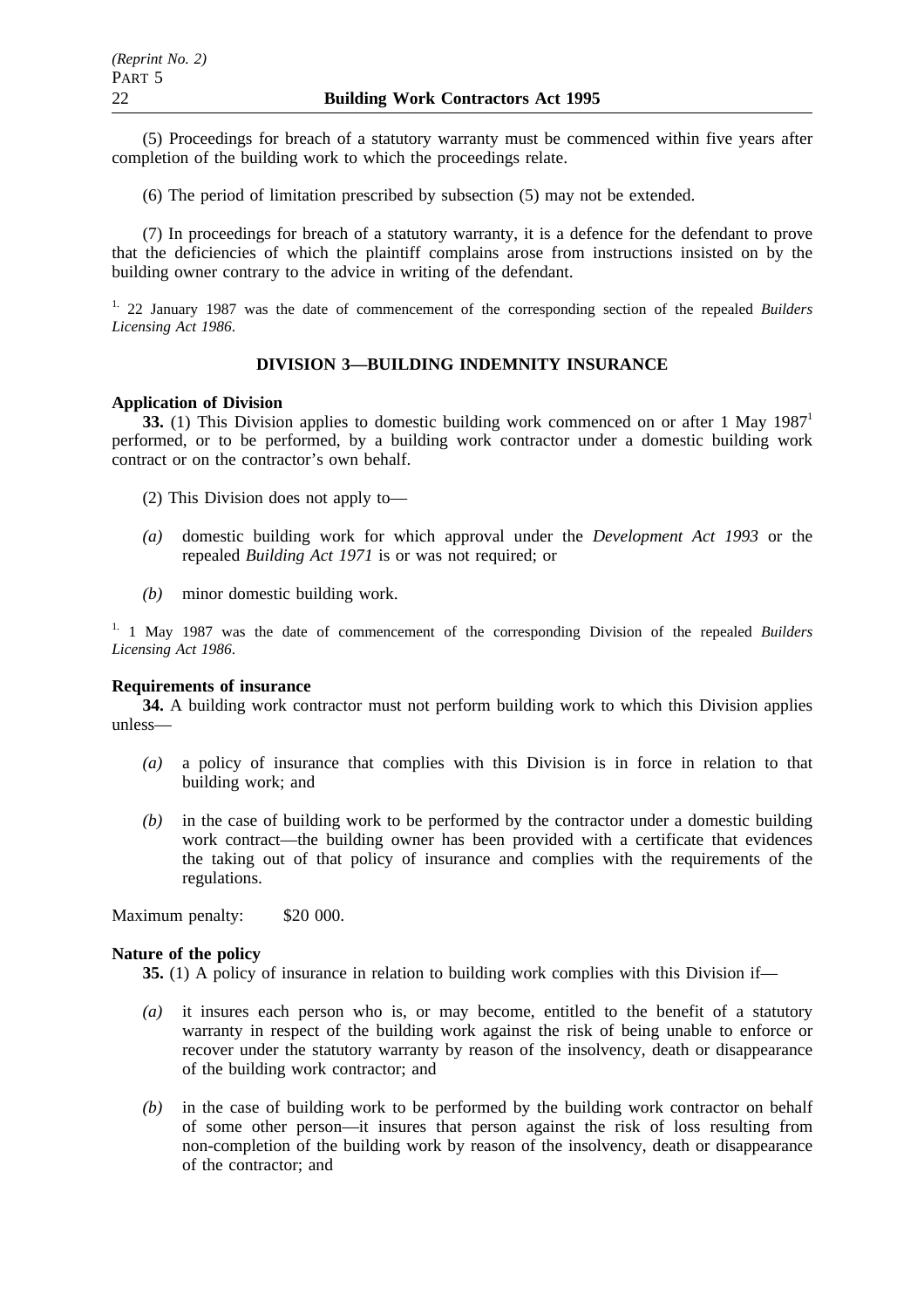(5) Proceedings for breach of a statutory warranty must be commenced within five years after completion of the building work to which the proceedings relate.

(6) The period of limitation prescribed by subsection (5) may not be extended.

(7) In proceedings for breach of a statutory warranty, it is a defence for the defendant to prove that the deficiencies of which the plaintiff complains arose from instructions insisted on by the building owner contrary to the advice in writing of the defendant.

[1.] 22 January 1987 was the date of commencement of the corresponding section of the repealed *Builders Licensing Act 1986*.

## DIVISION 3—BUILDING INDEMNITY INSURANCE

**Application of Division**

**33.** (1) This Division applies to domestic building work commenced on or after 1 May 1987[1] performed, or to be performed, by a building work contractor under a domestic building work contract or on the contractor's own behalf.

(2) This Division does not apply to—

*(a)* domestic building work for which approval under the *Development Act 1993* or the repealed *Building Act 1971* is or was not required; or

*(b)* minor domestic building work.

[1.] 1 May 1987 was the date of commencement of the corresponding Division of the repealed *Builders Licensing Act 1986*.

**Requirements of insurance**

**34.** A building work contractor must not perform building work to which this Division applies unless—

*(a)* a policy of insurance that complies with this Division is in force in relation to that building work; and

*(b)* in the case of building work to be performed by the contractor under a domestic building work contract—the building owner has been provided with a certificate that evidences the taking out of that policy of insurance and complies with the requirements of the regulations.

Maximum penalty: $20 000.

**Nature of the policy**

**35.** (1) A policy of insurance in relation to building work complies with this Division if—

*(a)* it insures each person who is, or may become, entitled to the benefit of a statutory warranty in respect of the building work against the risk of being unable to enforce or recover under the statutory warranty by reason of the insolvency, death or disappearance of the building work contractor; and

*(b)* in the case of building work to be performed by the building work contractor on behalf of some other person—it insures that person against the risk of loss resulting from non-completion of the building work by reason of the insolvency, death or disappearance of the contractor; and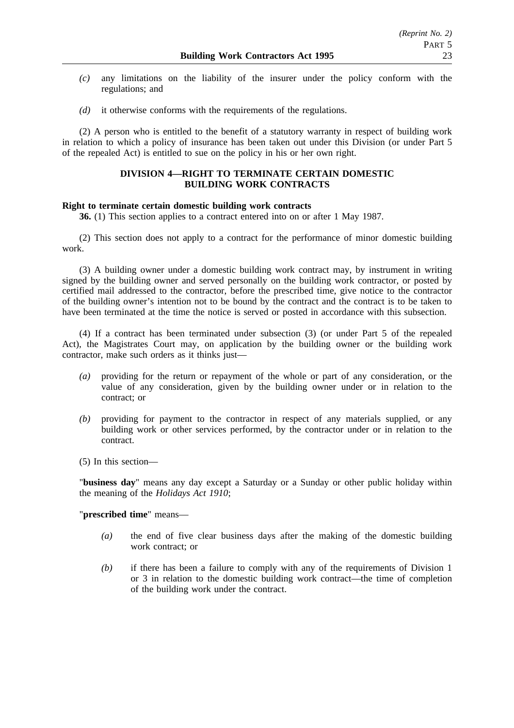*(c)* any limitations on the liability of the insurer under the policy conform with the regulations; and

*(d)* it otherwise conforms with the requirements of the regulations.

(2) A person who is entitled to the benefit of a statutory warranty in respect of building work in relation to which a policy of insurance has been taken out under this Division (or under Part 5 of the repealed Act) is entitled to sue on the policy in his or her own right.

## DIVISION 4—RIGHT TO TERMINATE CERTAIN DOMESTIC BUILDING WORK CONTRACTS

**Right to terminate certain domestic building work contracts**

**36.** (1) This section applies to a contract entered into on or after 1 May 1987.

(2) This section does not apply to a contract for the performance of minor domestic building work.

(3) A building owner under a domestic building work contract may, by instrument in writing signed by the building owner and served personally on the building work contractor, or posted by certified mail addressed to the contractor, before the prescribed time, give notice to the contractor of the building owner's intention not to be bound by the contract and the contract is to be taken to have been terminated at the time the notice is served or posted in accordance with this subsection.

(4) If a contract has been terminated under subsection (3) (or under Part 5 of the repealed Act), the Magistrates Court may, on application by the building owner or the building work contractor, make such orders as it thinks just—

*(a)* providing for the return or repayment of the whole or part of any consideration, or the value of any consideration, given by the building owner under or in relation to the contract; or

*(b)* providing for payment to the contractor in respect of any materials supplied, or any building work or other services performed, by the contractor under or in relation to the contract.

(5) In this section—

"**business day**" means any day except a Saturday or a Sunday or other public holiday within the meaning of the *Holidays Act 1910*;

"**prescribed time**" means—

*(a)* the end of five clear business days after the making of the domestic building work contract; or

*(b)* if there has been a failure to comply with any of the requirements of Division 1 or 3 in relation to the domestic building work contract—the time of completion of the building work under the contract.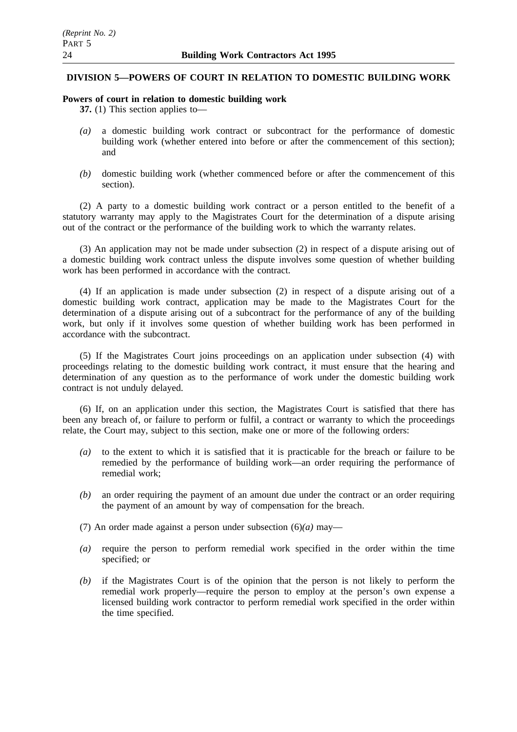## DIVISION 5—POWERS OF COURT IN RELATION TO DOMESTIC BUILDING WORK

**Powers of court in relation to domestic building work**

**37.** (1) This section applies to—

*(a)* a domestic building work contract or subcontract for the performance of domestic building work (whether entered into before or after the commencement of this section); and

*(b)* domestic building work (whether commenced before or after the commencement of this section).

(2) A party to a domestic building work contract or a person entitled to the benefit of a statutory warranty may apply to the Magistrates Court for the determination of a dispute arising out of the contract or the performance of the building work to which the warranty relates.

(3) An application may not be made under subsection (2) in respect of a dispute arising out of a domestic building work contract unless the dispute involves some question of whether building work has been performed in accordance with the contract.

(4) If an application is made under subsection (2) in respect of a dispute arising out of a domestic building work contract, application may be made to the Magistrates Court for the determination of a dispute arising out of a subcontract for the performance of any of the building work, but only if it involves some question of whether building work has been performed in accordance with the subcontract.

(5) If the Magistrates Court joins proceedings on an application under subsection (4) with proceedings relating to the domestic building work contract, it must ensure that the hearing and determination of any question as to the performance of work under the domestic building work contract is not unduly delayed.

(6) If, on an application under this section, the Magistrates Court is satisfied that there has been any breach of, or failure to perform or fulfil, a contract or warranty to which the proceedings relate, the Court may, subject to this section, make one or more of the following orders:

*(a)* to the extent to which it is satisfied that it is practicable for the breach or failure to be remedied by the performance of building work—an order requiring the performance of remedial work;

*(b)* an order requiring the payment of an amount due under the contract or an order requiring the payment of an amount by way of compensation for the breach.

(7) An order made against a person under subsection (6)*(a)* may—

*(a)* require the person to perform remedial work specified in the order within the time specified; or

*(b)* if the Magistrates Court is of the opinion that the person is not likely to perform the remedial work properly—require the person to employ at the person's own expense a licensed building work contractor to perform remedial work specified in the order within the time specified.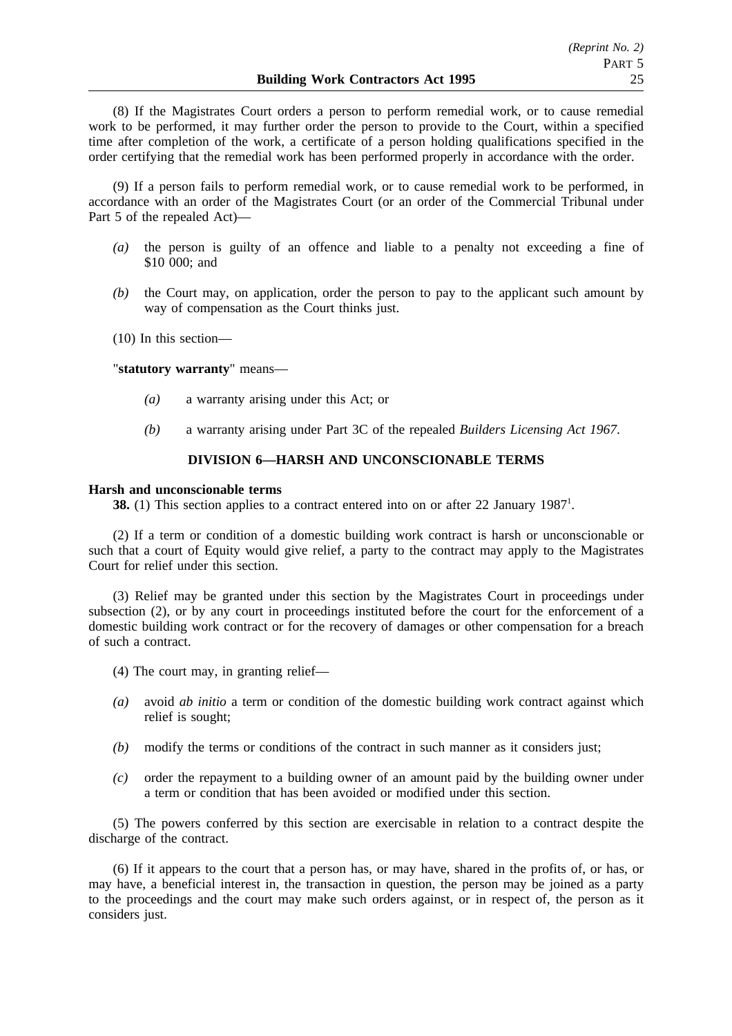(8) If the Magistrates Court orders a person to perform remedial work, or to cause remedial work to be performed, it may further order the person to provide to the Court, within a specified time after completion of the work, a certificate of a person holding qualifications specified in the order certifying that the remedial work has been performed properly in accordance with the order.

(9) If a person fails to perform remedial work, or to cause remedial work to be performed, in accordance with an order of the Magistrates Court (or an order of the Commercial Tribunal under Part 5 of the repealed Act)—

*(a)* the person is guilty of an offence and liable to a penalty not exceeding a fine of $10 000; and

*(b)* the Court may, on application, order the person to pay to the applicant such amount by way of compensation as the Court thinks just.

(10) In this section—

"**statutory warranty**" means—

*(a)* a warranty arising under this Act; or

*(b)* a warranty arising under Part 3C of the repealed *Builders Licensing Act 1967*.

### DIVISION 6—HARSH AND UNCONSCIONABLE TERMS

**Harsh and unconscionable terms**

**38.** (1) This section applies to a contract entered into on or after 22 January 1987[1].

(2) If a term or condition of a domestic building work contract is harsh or unconscionable or such that a court of Equity would give relief, a party to the contract may apply to the Magistrates Court for relief under this section.

(3) Relief may be granted under this section by the Magistrates Court in proceedings under subsection (2), or by any court in proceedings instituted before the court for the enforcement of a domestic building work contract or for the recovery of damages or other compensation for a breach of such a contract.

(4) The court may, in granting relief—

*(a)* avoid *ab initio* a term or condition of the domestic building work contract against which relief is sought;

*(b)* modify the terms or conditions of the contract in such manner as it considers just;

*(c)* order the repayment to a building owner of an amount paid by the building owner under a term or condition that has been avoided or modified under this section.

(5) The powers conferred by this section are exercisable in relation to a contract despite the discharge of the contract.

(6) If it appears to the court that a person has, or may have, shared in the profits of, or has, or may have, a beneficial interest in, the transaction in question, the person may be joined as a party to the proceedings and the court may make such orders against, or in respect of, the person as it considers just.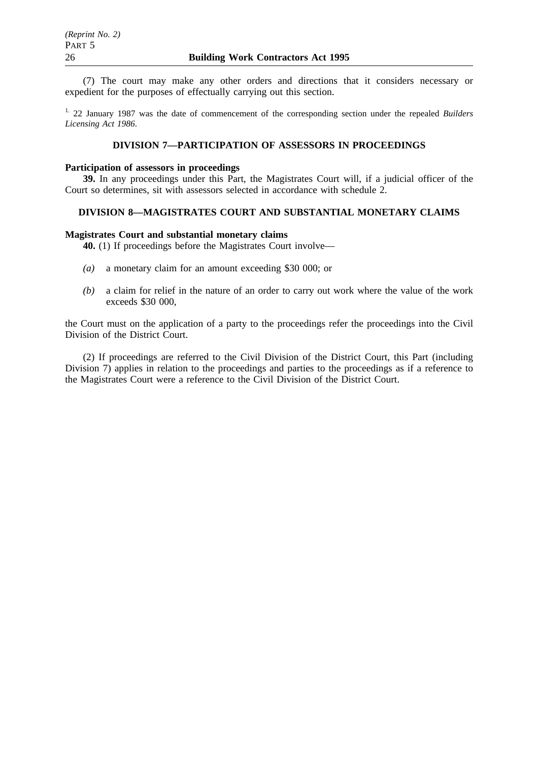(7) The court may make any other orders and directions that it considers necessary or expedient for the purposes of effectually carrying out this section.

[1.] 22 January 1987 was the date of commencement of the corresponding section under the repealed *Builders Licensing Act 1986*.

## DIVISION 7—PARTICIPATION OF ASSESSORS IN PROCEEDINGS

**Participation of assessors in proceedings**

**39.** In any proceedings under this Part, the Magistrates Court will, if a judicial officer of the Court so determines, sit with assessors selected in accordance with schedule 2.

## DIVISION 8—MAGISTRATES COURT AND SUBSTANTIAL MONETARY CLAIMS

**Magistrates Court and substantial monetary claims**

**40.** (1) If proceedings before the Magistrates Court involve—

*(a)* a monetary claim for an amount exceeding $30 000; or

*(b)* a claim for relief in the nature of an order to carry out work where the value of the work exceeds $30 000,

the Court must on the application of a party to the proceedings refer the proceedings into the Civil Division of the District Court.

(2) If proceedings are referred to the Civil Division of the District Court, this Part (including Division 7) applies in relation to the proceedings and parties to the proceedings as if a reference to the Magistrates Court were a reference to the Civil Division of the District Court.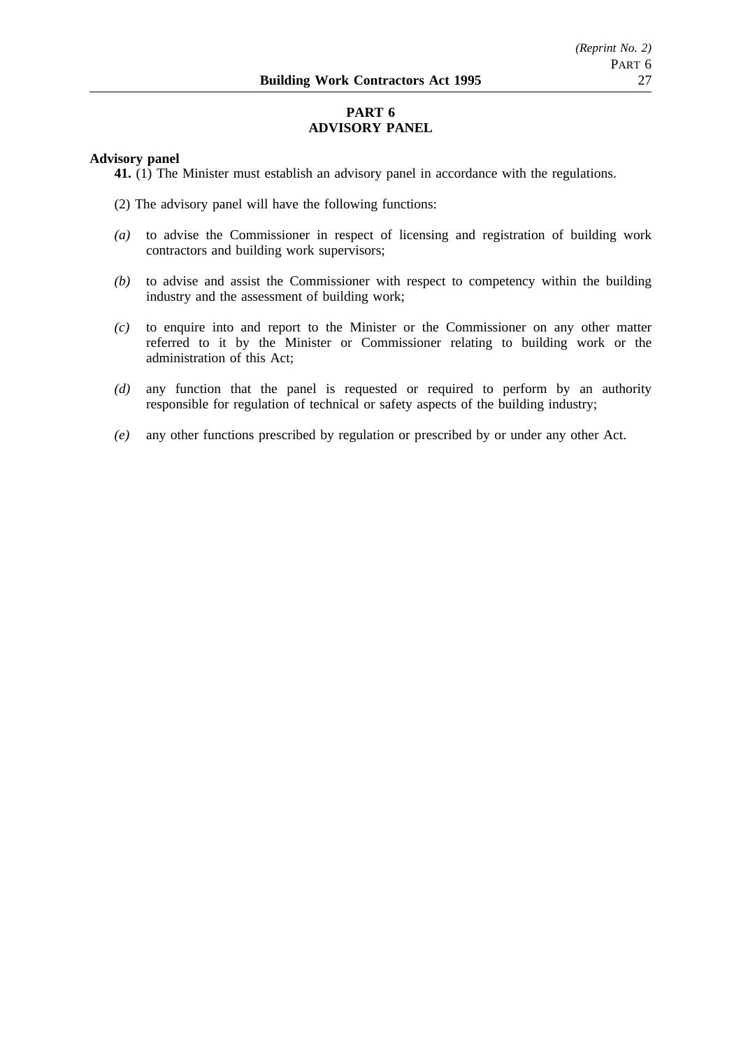# PART 6
# ADVISORY PANEL

**Advisory panel**

**41.** (1) The Minister must establish an advisory panel in accordance with the regulations.

(2) The advisory panel will have the following functions:

*(a)* to advise the Commissioner in respect of licensing and registration of building work contractors and building work supervisors;

*(b)* to advise and assist the Commissioner with respect to competency within the building industry and the assessment of building work;

*(c)* to enquire into and report to the Minister or the Commissioner on any other matter referred to it by the Minister or Commissioner relating to building work or the administration of this Act;

*(d)* any function that the panel is requested or required to perform by an authority responsible for regulation of technical or safety aspects of the building industry;

*(e)* any other functions prescribed by regulation or prescribed by or under any other Act.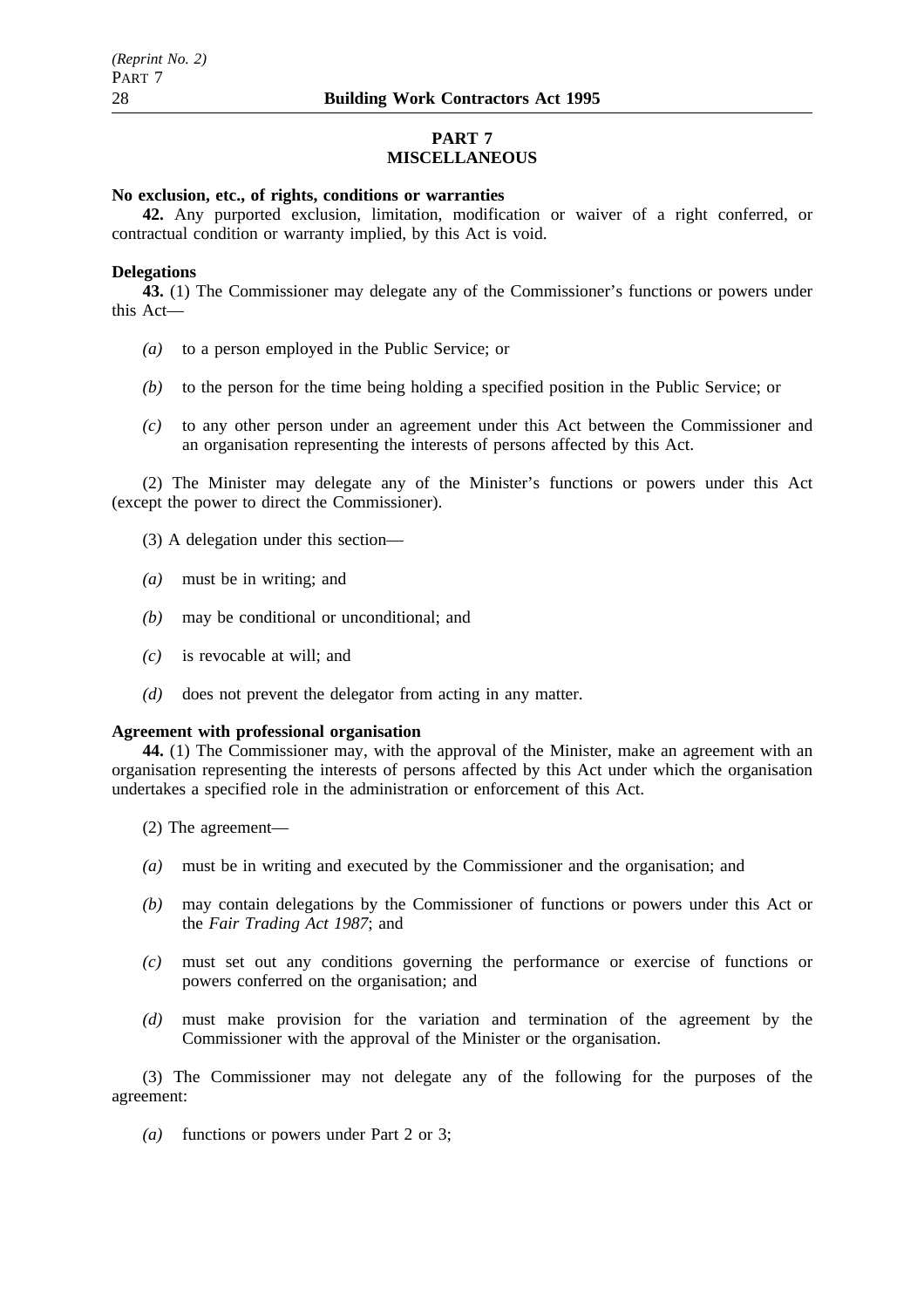## PART 7
## MISCELLANEOUS

**No exclusion, etc., of rights, conditions or warranties**

**42.** Any purported exclusion, limitation, modification or waiver of a right conferred, or contractual condition or warranty implied, by this Act is void.

**Delegations**

**43.** (1) The Commissioner may delegate any of the Commissioner's functions or powers under this Act—

*(a)* to a person employed in the Public Service; or

*(b)* to the person for the time being holding a specified position in the Public Service; or

*(c)* to any other person under an agreement under this Act between the Commissioner and an organisation representing the interests of persons affected by this Act.

(2) The Minister may delegate any of the Minister's functions or powers under this Act (except the power to direct the Commissioner).

(3) A delegation under this section—

*(a)* must be in writing; and

*(b)* may be conditional or unconditional; and

*(c)* is revocable at will; and

*(d)* does not prevent the delegator from acting in any matter.

**Agreement with professional organisation**

**44.** (1) The Commissioner may, with the approval of the Minister, make an agreement with an organisation representing the interests of persons affected by this Act under which the organisation undertakes a specified role in the administration or enforcement of this Act.

(2) The agreement—

*(a)* must be in writing and executed by the Commissioner and the organisation; and

*(b)* may contain delegations by the Commissioner of functions or powers under this Act or the *Fair Trading Act 1987*; and

*(c)* must set out any conditions governing the performance or exercise of functions or powers conferred on the organisation; and

*(d)* must make provision for the variation and termination of the agreement by the Commissioner with the approval of the Minister or the organisation.

(3) The Commissioner may not delegate any of the following for the purposes of the agreement:

*(a)* functions or powers under Part 2 or 3;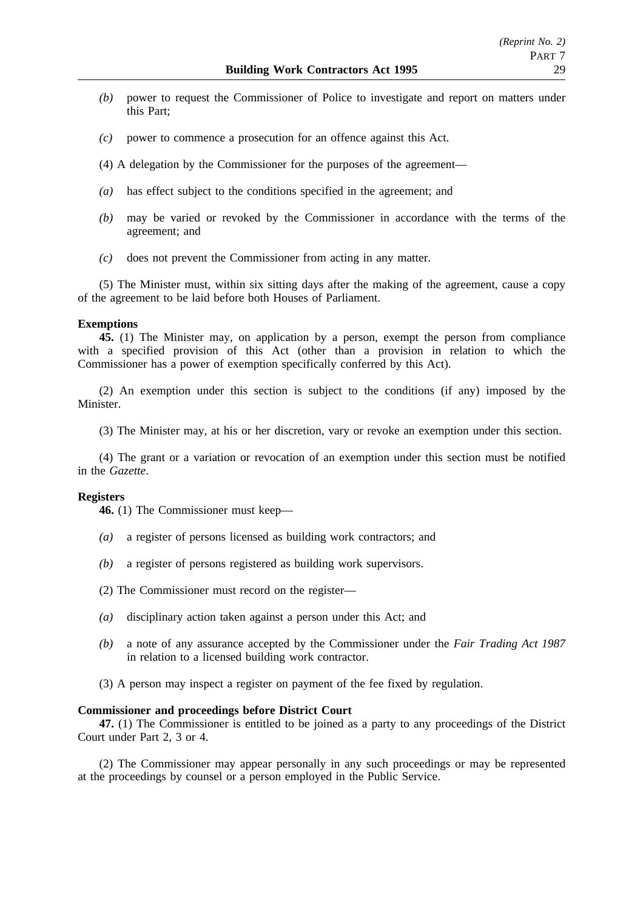*(b)* power to request the Commissioner of Police to investigate and report on matters under this Part;

*(c)* power to commence a prosecution for an offence against this Act.

(4) A delegation by the Commissioner for the purposes of the agreement—

*(a)* has effect subject to the conditions specified in the agreement; and

*(b)* may be varied or revoked by the Commissioner in accordance with the terms of the agreement; and

*(c)* does not prevent the Commissioner from acting in any matter.

(5) The Minister must, within six sitting days after the making of the agreement, cause a copy of the agreement to be laid before both Houses of Parliament.

**Exemptions**

**45.** (1) The Minister may, on application by a person, exempt the person from compliance with a specified provision of this Act (other than a provision in relation to which the Commissioner has a power of exemption specifically conferred by this Act).

(2) An exemption under this section is subject to the conditions (if any) imposed by the Minister.

(3) The Minister may, at his or her discretion, vary or revoke an exemption under this section.

(4) The grant or a variation or revocation of an exemption under this section must be notified in the *Gazette*.

**Registers**

**46.** (1) The Commissioner must keep—

*(a)* a register of persons licensed as building work contractors; and

*(b)* a register of persons registered as building work supervisors.

(2) The Commissioner must record on the register—

*(a)* disciplinary action taken against a person under this Act; and

*(b)* a note of any assurance accepted by the Commissioner under the *Fair Trading Act 1987* in relation to a licensed building work contractor.

(3) A person may inspect a register on payment of the fee fixed by regulation.

**Commissioner and proceedings before District Court**

**47.** (1) The Commissioner is entitled to be joined as a party to any proceedings of the District Court under Part 2, 3 or 4.

(2) The Commissioner may appear personally in any such proceedings or may be represented at the proceedings by counsel or a person employed in the Public Service.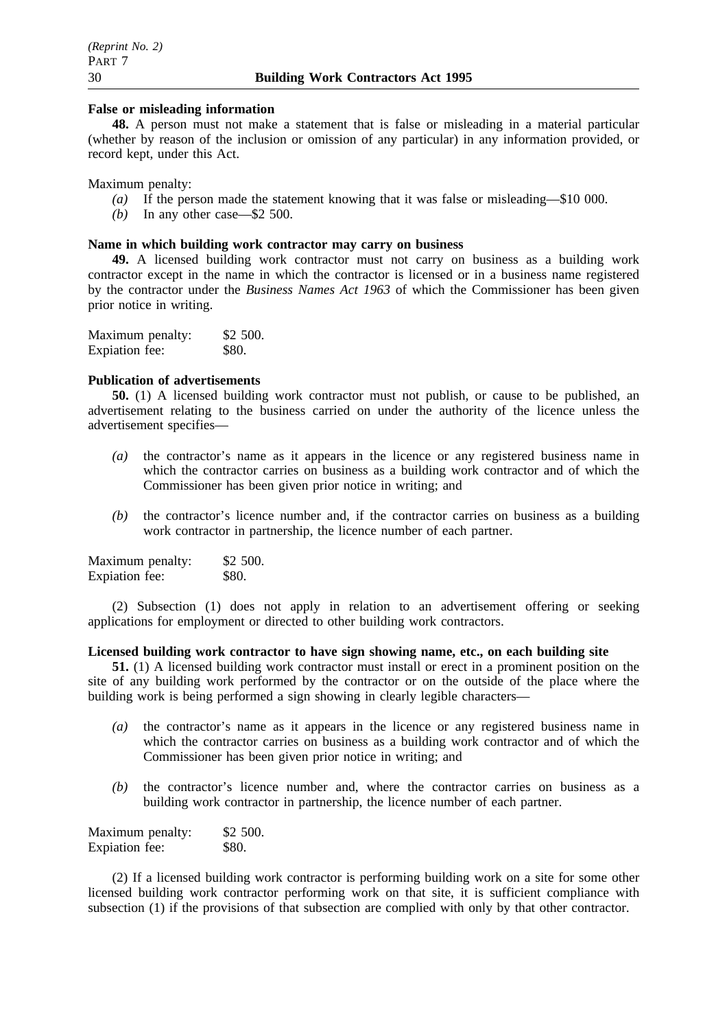**False or misleading information**

**48.** A person must not make a statement that is false or misleading in a material particular (whether by reason of the inclusion or omission of any particular) in any information provided, or record kept, under this Act.

Maximum penalty:

*(a)* If the person made the statement knowing that it was false or misleading—$10 000.

*(b)* In any other case—$2 500.

**Name in which building work contractor may carry on business**

**49.** A licensed building work contractor must not carry on business as a building work contractor except in the name in which the contractor is licensed or in a business name registered by the contractor under the *Business Names Act 1963* of which the Commissioner has been given prior notice in writing.

Maximum penalty: $2 500.
Expiation fee: $80.

**Publication of advertisements**

**50.** (1) A licensed building work contractor must not publish, or cause to be published, an advertisement relating to the business carried on under the authority of the licence unless the advertisement specifies—

*(a)* the contractor's name as it appears in the licence or any registered business name in which the contractor carries on business as a building work contractor and of which the Commissioner has been given prior notice in writing; and

*(b)* the contractor's licence number and, if the contractor carries on business as a building work contractor in partnership, the licence number of each partner.

Maximum penalty: $2 500.
Expiation fee: $80.

(2) Subsection (1) does not apply in relation to an advertisement offering or seeking applications for employment or directed to other building work contractors.

**Licensed building work contractor to have sign showing name, etc., on each building site**

**51.** (1) A licensed building work contractor must install or erect in a prominent position on the site of any building work performed by the contractor or on the outside of the place where the building work is being performed a sign showing in clearly legible characters—

*(a)* the contractor's name as it appears in the licence or any registered business name in which the contractor carries on business as a building work contractor and of which the Commissioner has been given prior notice in writing; and

*(b)* the contractor's licence number and, where the contractor carries on business as a building work contractor in partnership, the licence number of each partner.

Maximum penalty: $2 500.
Expiation fee: $80.

(2) If a licensed building work contractor is performing building work on a site for some other licensed building work contractor performing work on that site, it is sufficient compliance with subsection (1) if the provisions of that subsection are complied with only by that other contractor.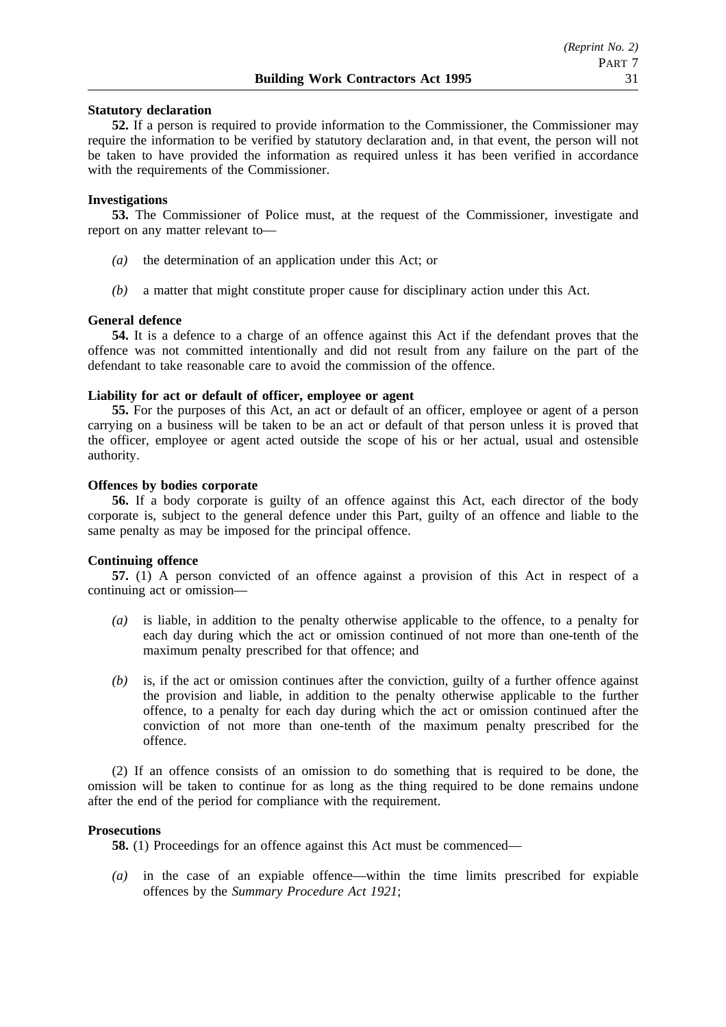**Statutory declaration**

**52.** If a person is required to provide information to the Commissioner, the Commissioner may require the information to be verified by statutory declaration and, in that event, the person will not be taken to have provided the information as required unless it has been verified in accordance with the requirements of the Commissioner.

**Investigations**

**53.** The Commissioner of Police must, at the request of the Commissioner, investigate and report on any matter relevant to—

*(a)* the determination of an application under this Act; or

*(b)* a matter that might constitute proper cause for disciplinary action under this Act.

**General defence**

**54.** It is a defence to a charge of an offence against this Act if the defendant proves that the offence was not committed intentionally and did not result from any failure on the part of the defendant to take reasonable care to avoid the commission of the offence.

**Liability for act or default of officer, employee or agent**

**55.** For the purposes of this Act, an act or default of an officer, employee or agent of a person carrying on a business will be taken to be an act or default of that person unless it is proved that the officer, employee or agent acted outside the scope of his or her actual, usual and ostensible authority.

**Offences by bodies corporate**

**56.** If a body corporate is guilty of an offence against this Act, each director of the body corporate is, subject to the general defence under this Part, guilty of an offence and liable to the same penalty as may be imposed for the principal offence.

**Continuing offence**

**57.** (1) A person convicted of an offence against a provision of this Act in respect of a continuing act or omission—

*(a)* is liable, in addition to the penalty otherwise applicable to the offence, to a penalty for each day during which the act or omission continued of not more than one-tenth of the maximum penalty prescribed for that offence; and

*(b)* is, if the act or omission continues after the conviction, guilty of a further offence against the provision and liable, in addition to the penalty otherwise applicable to the further offence, to a penalty for each day during which the act or omission continued after the conviction of not more than one-tenth of the maximum penalty prescribed for the offence.

(2) If an offence consists of an omission to do something that is required to be done, the omission will be taken to continue for as long as the thing required to be done remains undone after the end of the period for compliance with the requirement.

**Prosecutions**

**58.** (1) Proceedings for an offence against this Act must be commenced—

*(a)* in the case of an expiable offence—within the time limits prescribed for expiable offences by the *Summary Procedure Act 1921*;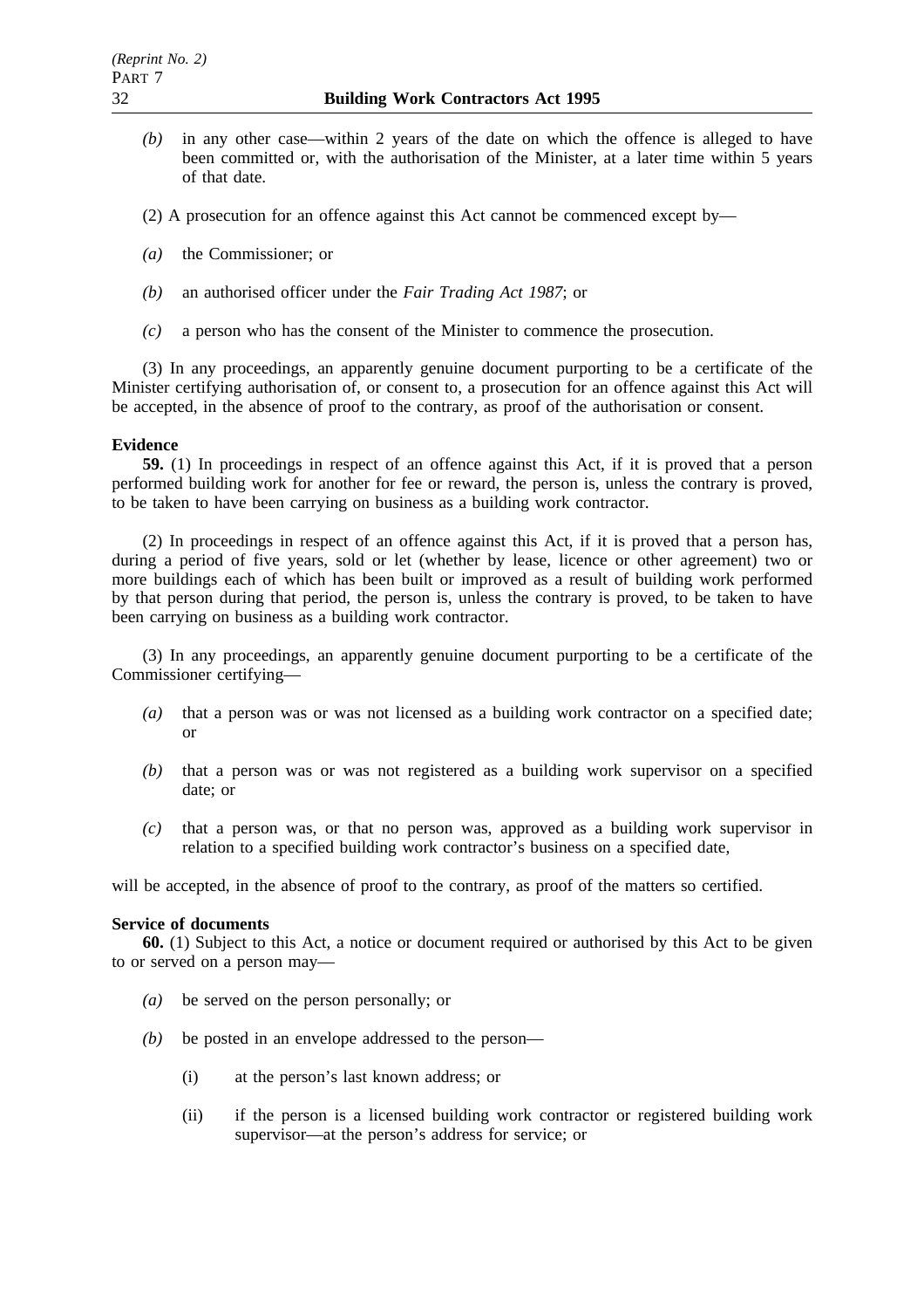*(b)* in any other case—within 2 years of the date on which the offence is alleged to have been committed or, with the authorisation of the Minister, at a later time within 5 years of that date.

(2) A prosecution for an offence against this Act cannot be commenced except by—

*(a)* the Commissioner; or

*(b)* an authorised officer under the *Fair Trading Act 1987*; or

*(c)* a person who has the consent of the Minister to commence the prosecution.

(3) In any proceedings, an apparently genuine document purporting to be a certificate of the Minister certifying authorisation of, or consent to, a prosecution for an offence against this Act will be accepted, in the absence of proof to the contrary, as proof of the authorisation or consent.

**Evidence**

**59.** (1) In proceedings in respect of an offence against this Act, if it is proved that a person performed building work for another for fee or reward, the person is, unless the contrary is proved, to be taken to have been carrying on business as a building work contractor.

(2) In proceedings in respect of an offence against this Act, if it is proved that a person has, during a period of five years, sold or let (whether by lease, licence or other agreement) two or more buildings each of which has been built or improved as a result of building work performed by that person during that period, the person is, unless the contrary is proved, to be taken to have been carrying on business as a building work contractor.

(3) In any proceedings, an apparently genuine document purporting to be a certificate of the Commissioner certifying—

*(a)* that a person was or was not licensed as a building work contractor on a specified date; or

*(b)* that a person was or was not registered as a building work supervisor on a specified date; or

*(c)* that a person was, or that no person was, approved as a building work supervisor in relation to a specified building work contractor's business on a specified date,

will be accepted, in the absence of proof to the contrary, as proof of the matters so certified.

**Service of documents**

**60.** (1) Subject to this Act, a notice or document required or authorised by this Act to be given to or served on a person may—

*(a)* be served on the person personally; or

*(b)* be posted in an envelope addressed to the person—

(i) at the person's last known address; or

(ii) if the person is a licensed building work contractor or registered building work supervisor—at the person's address for service; or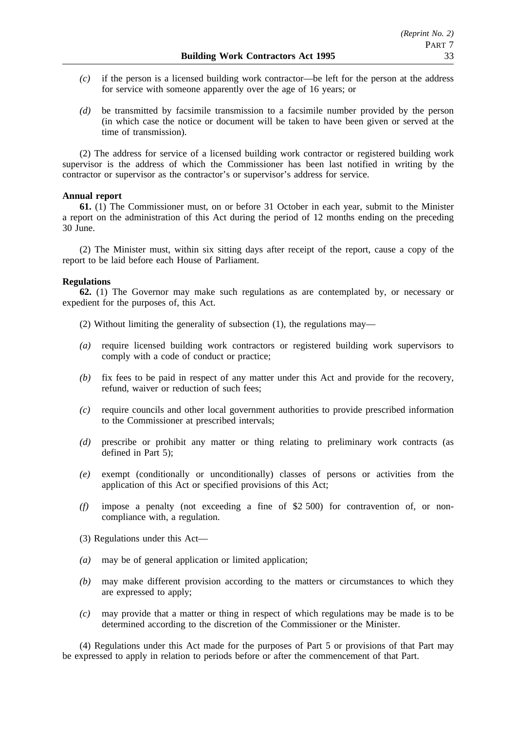*(c)* if the person is a licensed building work contractor—be left for the person at the address for service with someone apparently over the age of 16 years; or

*(d)* be transmitted by facsimile transmission to a facsimile number provided by the person (in which case the notice or document will be taken to have been given or served at the time of transmission).

(2) The address for service of a licensed building work contractor or registered building work supervisor is the address of which the Commissioner has been last notified in writing by the contractor or supervisor as the contractor's or supervisor's address for service.

**Annual report**

**61.** (1) The Commissioner must, on or before 31 October in each year, submit to the Minister a report on the administration of this Act during the period of 12 months ending on the preceding 30 June.

(2) The Minister must, within six sitting days after receipt of the report, cause a copy of the report to be laid before each House of Parliament.

**Regulations**

**62.** (1) The Governor may make such regulations as are contemplated by, or necessary or expedient for the purposes of, this Act.

(2) Without limiting the generality of subsection (1), the regulations may—

*(a)* require licensed building work contractors or registered building work supervisors to comply with a code of conduct or practice;

*(b)* fix fees to be paid in respect of any matter under this Act and provide for the recovery, refund, waiver or reduction of such fees;

*(c)* require councils and other local government authorities to provide prescribed information to the Commissioner at prescribed intervals;

*(d)* prescribe or prohibit any matter or thing relating to preliminary work contracts (as defined in Part 5);

*(e)* exempt (conditionally or unconditionally) classes of persons or activities from the application of this Act or specified provisions of this Act;

*(f)* impose a penalty (not exceeding a fine of $2 500) for contravention of, or non-compliance with, a regulation.

(3) Regulations under this Act—

*(a)* may be of general application or limited application;

*(b)* may make different provision according to the matters or circumstances to which they are expressed to apply;

*(c)* may provide that a matter or thing in respect of which regulations may be made is to be determined according to the discretion of the Commissioner or the Minister.

(4) Regulations under this Act made for the purposes of Part 5 or provisions of that Part may be expressed to apply in relation to periods before or after the commencement of that Part.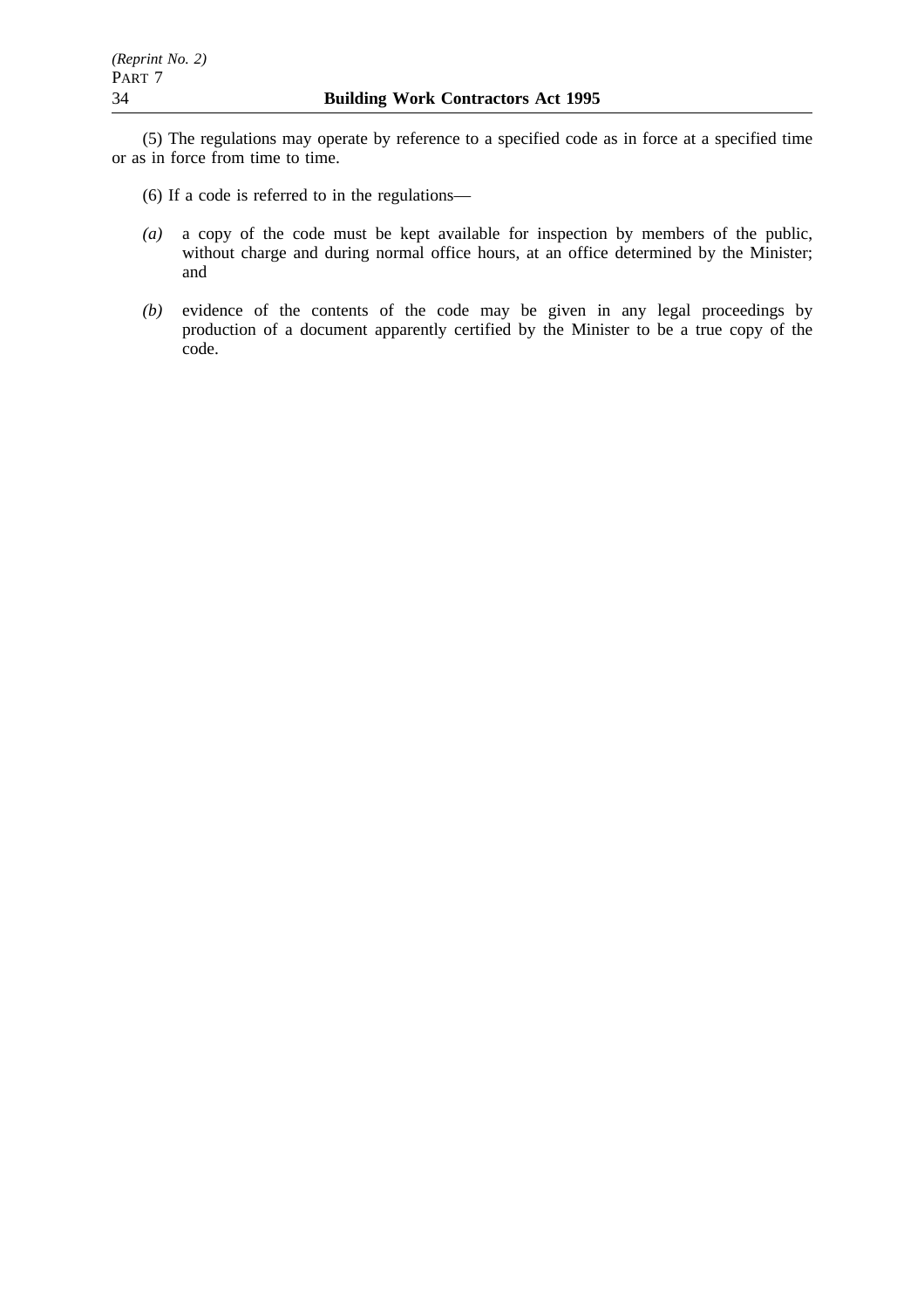(5) The regulations may operate by reference to a specified code as in force at a specified time or as in force from time to time.

(6) If a code is referred to in the regulations—

*(a)* a copy of the code must be kept available for inspection by members of the public, without charge and during normal office hours, at an office determined by the Minister; and

*(b)* evidence of the contents of the code may be given in any legal proceedings by production of a document apparently certified by the Minister to be a true copy of the code.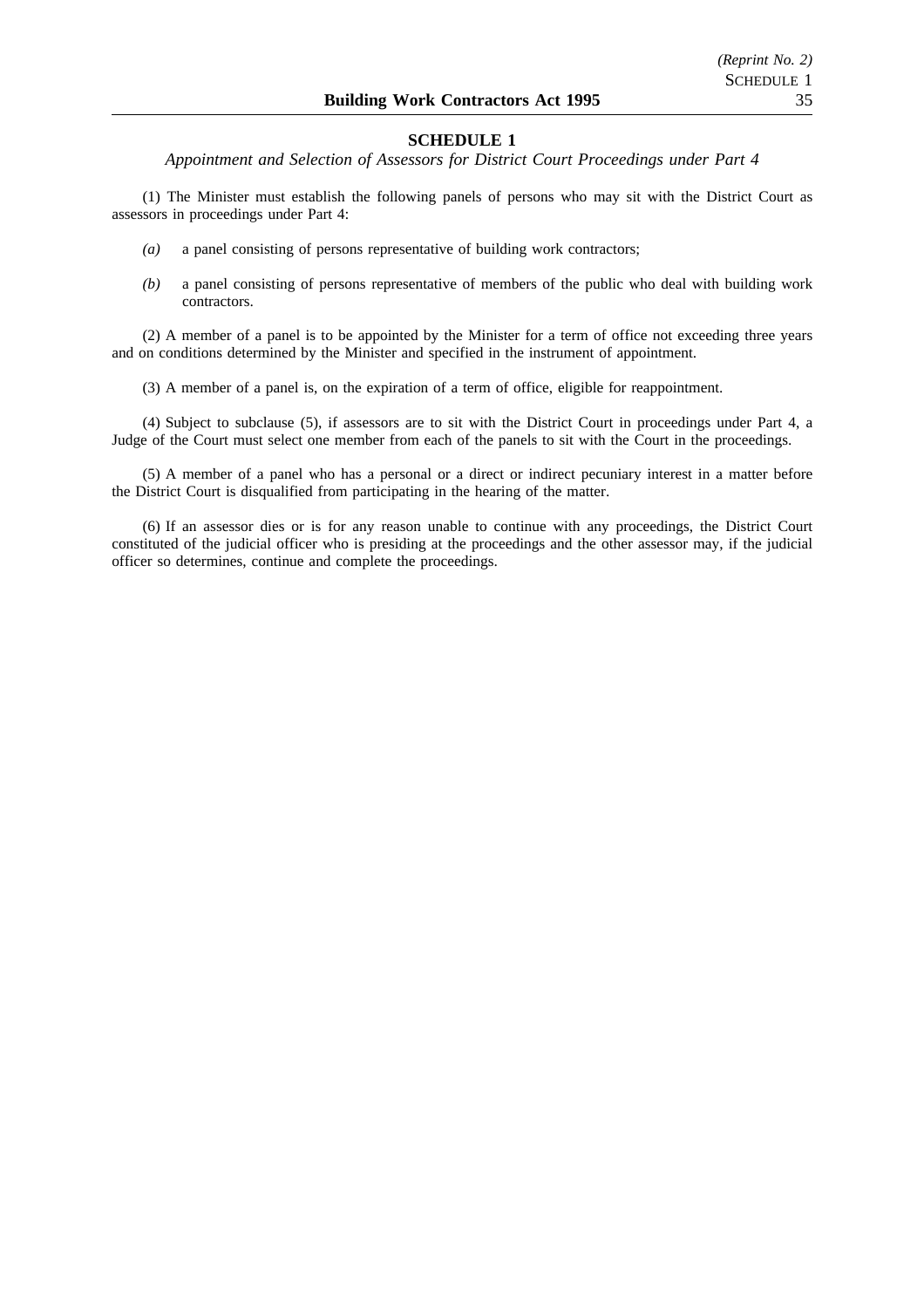## SCHEDULE 1

*Appointment and Selection of Assessors for District Court Proceedings under Part 4*

(1) The Minister must establish the following panels of persons who may sit with the District Court as assessors in proceedings under Part 4:

*(a)* a panel consisting of persons representative of building work contractors;

*(b)* a panel consisting of persons representative of members of the public who deal with building work contractors.

(2) A member of a panel is to be appointed by the Minister for a term of office not exceeding three years and on conditions determined by the Minister and specified in the instrument of appointment.

(3) A member of a panel is, on the expiration of a term of office, eligible for reappointment.

(4) Subject to subclause (5), if assessors are to sit with the District Court in proceedings under Part 4, a Judge of the Court must select one member from each of the panels to sit with the Court in the proceedings.

(5) A member of a panel who has a personal or a direct or indirect pecuniary interest in a matter before the District Court is disqualified from participating in the hearing of the matter.

(6) If an assessor dies or is for any reason unable to continue with any proceedings, the District Court constituted of the judicial officer who is presiding at the proceedings and the other assessor may, if the judicial officer so determines, continue and complete the proceedings.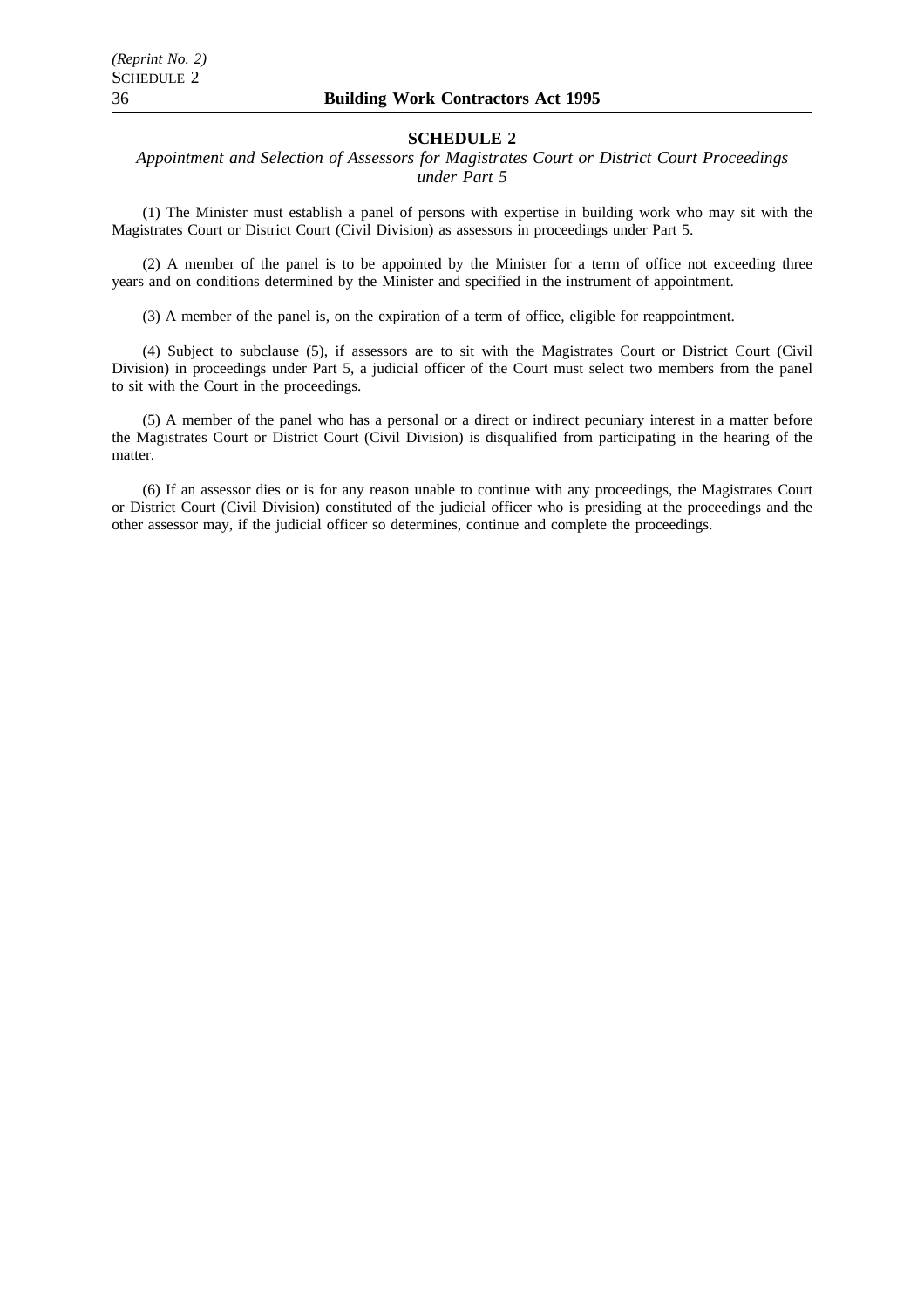## SCHEDULE 2

*Appointment and Selection of Assessors for Magistrates Court or District Court Proceedings under Part 5*

(1) The Minister must establish a panel of persons with expertise in building work who may sit with the Magistrates Court or District Court (Civil Division) as assessors in proceedings under Part 5.

(2) A member of the panel is to be appointed by the Minister for a term of office not exceeding three years and on conditions determined by the Minister and specified in the instrument of appointment.

(3) A member of the panel is, on the expiration of a term of office, eligible for reappointment.

(4) Subject to subclause (5), if assessors are to sit with the Magistrates Court or District Court (Civil Division) in proceedings under Part 5, a judicial officer of the Court must select two members from the panel to sit with the Court in the proceedings.

(5) A member of the panel who has a personal or a direct or indirect pecuniary interest in a matter before the Magistrates Court or District Court (Civil Division) is disqualified from participating in the hearing of the matter.

(6) If an assessor dies or is for any reason unable to continue with any proceedings, the Magistrates Court or District Court (Civil Division) constituted of the judicial officer who is presiding at the proceedings and the other assessor may, if the judicial officer so determines, continue and complete the proceedings.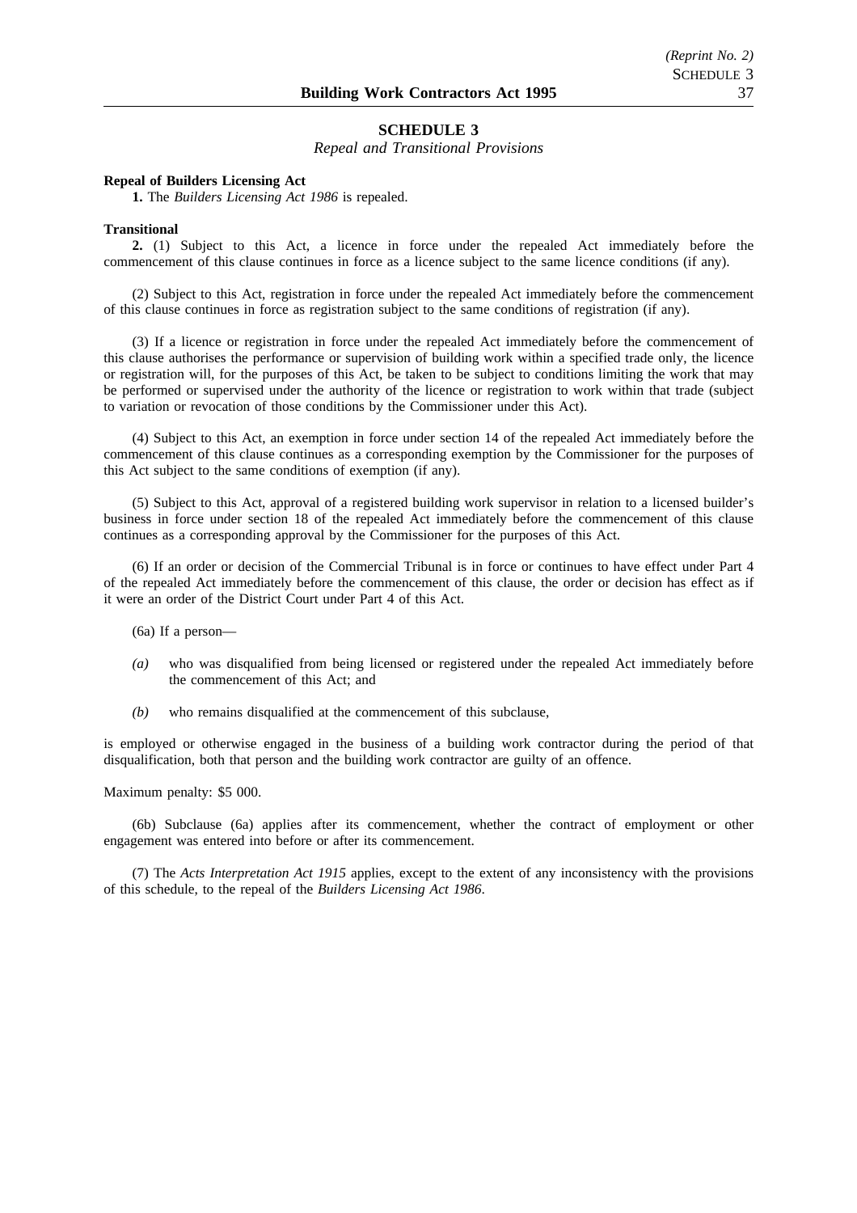## SCHEDULE 3

*Repeal and Transitional Provisions*

**Repeal of Builders Licensing Act**

**1.** The *Builders Licensing Act 1986* is repealed.

**Transitional**

**2.** (1) Subject to this Act, a licence in force under the repealed Act immediately before the commencement of this clause continues in force as a licence subject to the same licence conditions (if any).

(2) Subject to this Act, registration in force under the repealed Act immediately before the commencement of this clause continues in force as registration subject to the same conditions of registration (if any).

(3) If a licence or registration in force under the repealed Act immediately before the commencement of this clause authorises the performance or supervision of building work within a specified trade only, the licence or registration will, for the purposes of this Act, be taken to be subject to conditions limiting the work that may be performed or supervised under the authority of the licence or registration to work within that trade (subject to variation or revocation of those conditions by the Commissioner under this Act).

(4) Subject to this Act, an exemption in force under section 14 of the repealed Act immediately before the commencement of this clause continues as a corresponding exemption by the Commissioner for the purposes of this Act subject to the same conditions of exemption (if any).

(5) Subject to this Act, approval of a registered building work supervisor in relation to a licensed builder's business in force under section 18 of the repealed Act immediately before the commencement of this clause continues as a corresponding approval by the Commissioner for the purposes of this Act.

(6) If an order or decision of the Commercial Tribunal is in force or continues to have effect under Part 4 of the repealed Act immediately before the commencement of this clause, the order or decision has effect as if it were an order of the District Court under Part 4 of this Act.

(6a) If a person—

*(a)* who was disqualified from being licensed or registered under the repealed Act immediately before the commencement of this Act; and

*(b)* who remains disqualified at the commencement of this subclause,

is employed or otherwise engaged in the business of a building work contractor during the period of that disqualification, both that person and the building work contractor are guilty of an offence.

Maximum penalty: $5 000.

(6b) Subclause (6a) applies after its commencement, whether the contract of employment or other engagement was entered into before or after its commencement.

(7) The *Acts Interpretation Act 1915* applies, except to the extent of any inconsistency with the provisions of this schedule, to the repeal of the *Builders Licensing Act 1986*.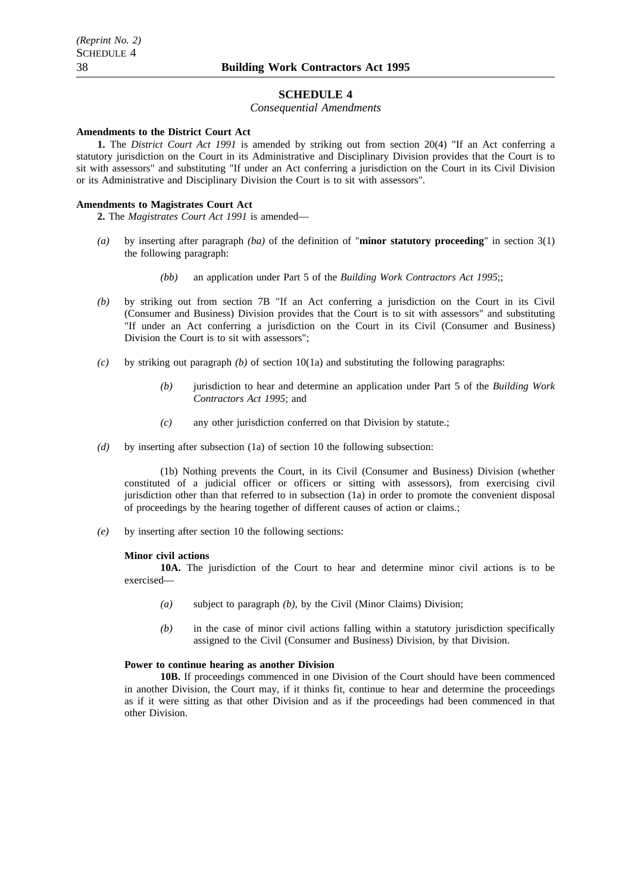## SCHEDULE 4

*Consequential Amendments*

**Amendments to the District Court Act**

**1.** The *District Court Act 1991* is amended by striking out from section 20(4) "If an Act conferring a statutory jurisdiction on the Court in its Administrative and Disciplinary Division provides that the Court is to sit with assessors" and substituting "If under an Act conferring a jurisdiction on the Court in its Civil Division or its Administrative and Disciplinary Division the Court is to sit with assessors".

**Amendments to Magistrates Court Act**

**2.** The *Magistrates Court Act 1991* is amended—

*(a)* by inserting after paragraph *(ba)* of the definition of "**minor statutory proceeding**" in section 3(1) the following paragraph:

> *(bb)* an application under Part 5 of the *Building Work Contractors Act 1995*;;

*(b)* by striking out from section 7B "If an Act conferring a jurisdiction on the Court in its Civil (Consumer and Business) Division provides that the Court is to sit with assessors" and substituting "If under an Act conferring a jurisdiction on the Court in its Civil (Consumer and Business) Division the Court is to sit with assessors";

*(c)* by striking out paragraph *(b)* of section 10(1a) and substituting the following paragraphs:

> *(b)* jurisdiction to hear and determine an application under Part 5 of the *Building Work Contractors Act 1995*; and
>
> *(c)* any other jurisdiction conferred on that Division by statute.;

*(d)* by inserting after subsection (1a) of section 10 the following subsection:

> (1b) Nothing prevents the Court, in its Civil (Consumer and Business) Division (whether constituted of a judicial officer or officers or sitting with assessors), from exercising civil jurisdiction other than that referred to in subsection (1a) in order to promote the convenient disposal of proceedings by the hearing together of different causes of action or claims.;

*(e)* by inserting after section 10 the following sections:

> **Minor civil actions**
>
> **10A.** The jurisdiction of the Court to hear and determine minor civil actions is to be exercised—
>
> *(a)* subject to paragraph *(b)*, by the Civil (Minor Claims) Division;
>
> *(b)* in the case of minor civil actions falling within a statutory jurisdiction specifically assigned to the Civil (Consumer and Business) Division, by that Division.
>
> **Power to continue hearing as another Division**
>
> **10B.** If proceedings commenced in one Division of the Court should have been commenced in another Division, the Court may, if it thinks fit, continue to hear and determine the proceedings as if it were sitting as that other Division and as if the proceedings had been commenced in that other Division.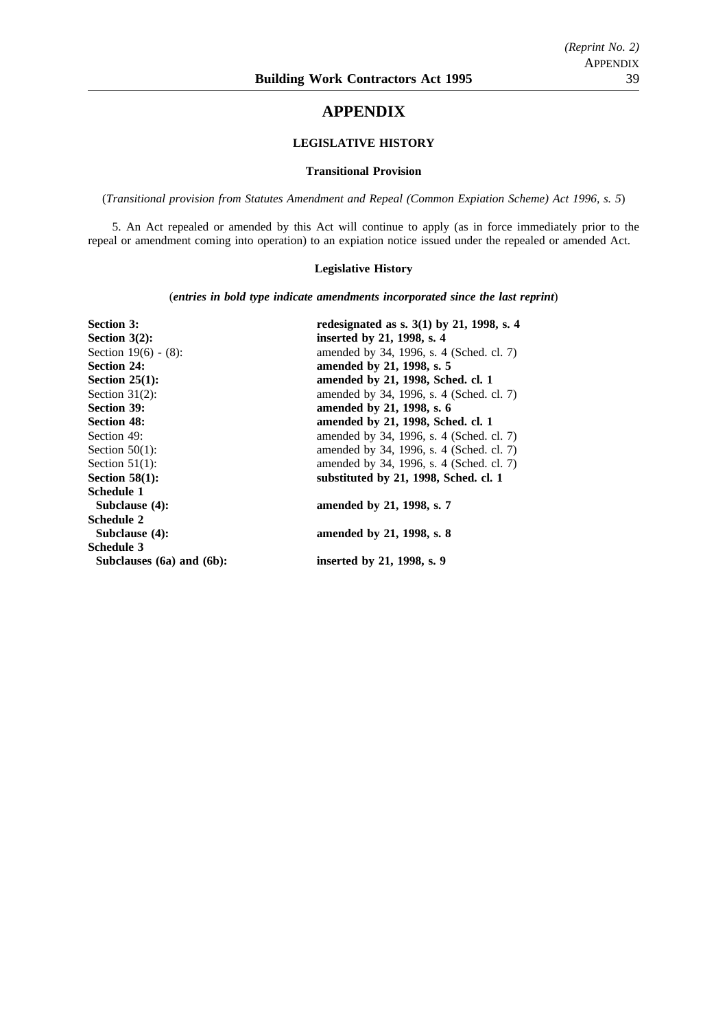# APPENDIX

## LEGISLATIVE HISTORY

### Transitional Provision

(*Transitional provision from Statutes Amendment and Repeal (Common Expiation Scheme) Act 1996, s. 5*)

5. An Act repealed or amended by this Act will continue to apply (as in force immediately prior to the repeal or amendment coming into operation) to an expiation notice issued under the repealed or amended Act.

### Legislative History

(***entries in bold type indicate amendments incorporated since the last reprint***)

| | |
|---|---|
| **Section 3:** | **redesignated as s. 3(1) by 21, 1998, s. 4** |
| **Section 3(2):** | **inserted by 21, 1998, s. 4** |
| Section 19(6) - (8): | amended by 34, 1996, s. 4 (Sched. cl. 7) |
| **Section 24:** | **amended by 21, 1998, s. 5** |
| **Section 25(1):** | **amended by 21, 1998, Sched. cl. 1** |
| Section 31(2): | amended by 34, 1996, s. 4 (Sched. cl. 7) |
| **Section 39:** | **amended by 21, 1998, s. 6** |
| **Section 48:** | **amended by 21, 1998, Sched. cl. 1** |
| Section 49: | amended by 34, 1996, s. 4 (Sched. cl. 7) |
| Section 50(1): | amended by 34, 1996, s. 4 (Sched. cl. 7) |
| Section 51(1): | amended by 34, 1996, s. 4 (Sched. cl. 7) |
| **Section 58(1):** | **substituted by 21, 1998, Sched. cl. 1** |
| **Schedule 1** | |
| **Subclause (4):** | **amended by 21, 1998, s. 7** |
| **Schedule 2** | |
| **Subclause (4):** | **amended by 21, 1998, s. 8** |
| **Schedule 3** | |
| **Subclauses (6a) and (6b):** | **inserted by 21, 1998, s. 9** |